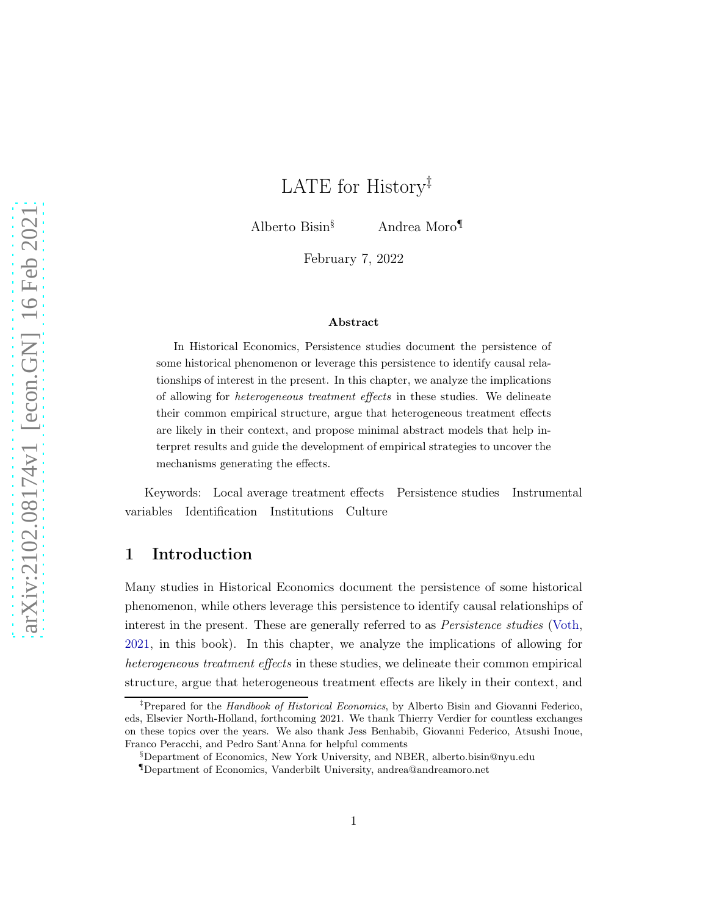# LATE for History[‡]

Alberto Bisin[§] Andrea Moro[¶]

February 7, 2022

### Abstract

In Historical Economics, Persistence studies document the persistence of some historical phenomenon or leverage this persistence to identify causal relationships of interest in the present. In this chapter, we analyze the implications of allowing for *heterogeneous treatment effects* in these studies. We delineate their common empirical structure, argue that heterogeneous treatment effects are likely in their context, and propose minimal abstract models that help interpret results and guide the development of empirical strategies to uncover the mechanisms generating the effects.

Keywords: Local average treatment effects  Persistence studies  Instrumental variables  Identification  Institutions  Culture

## 1 Introduction

Many studies in Historical Economics document the persistence of some historical phenomenon, while others leverage this persistence to identify causal relationships of interest in the present. These are generally referred to as *Persistence studies* (Voth, 2021, in this book). In this chapter, we analyze the implications of allowing for *heterogeneous treatment effects* in these studies, we delineate their common empirical structure, argue that heterogeneous treatment effects are likely in their context, and

[‡]Prepared for the *Handbook of Historical Economics*, by Alberto Bisin and Giovanni Federico, eds, Elsevier North-Holland, forthcoming 2021. We thank Thierry Verdier for countless exchanges on these topics over the years. We also thank Jess Benhabib, Giovanni Federico, Atsushi Inoue, Franco Peracchi, and Pedro Sant'Anna for helpful comments

[§]Department of Economics, New York University, and NBER, alberto.bisin@nyu.edu

[¶]Department of Economics, Vanderbilt University, andrea@andreamoro.net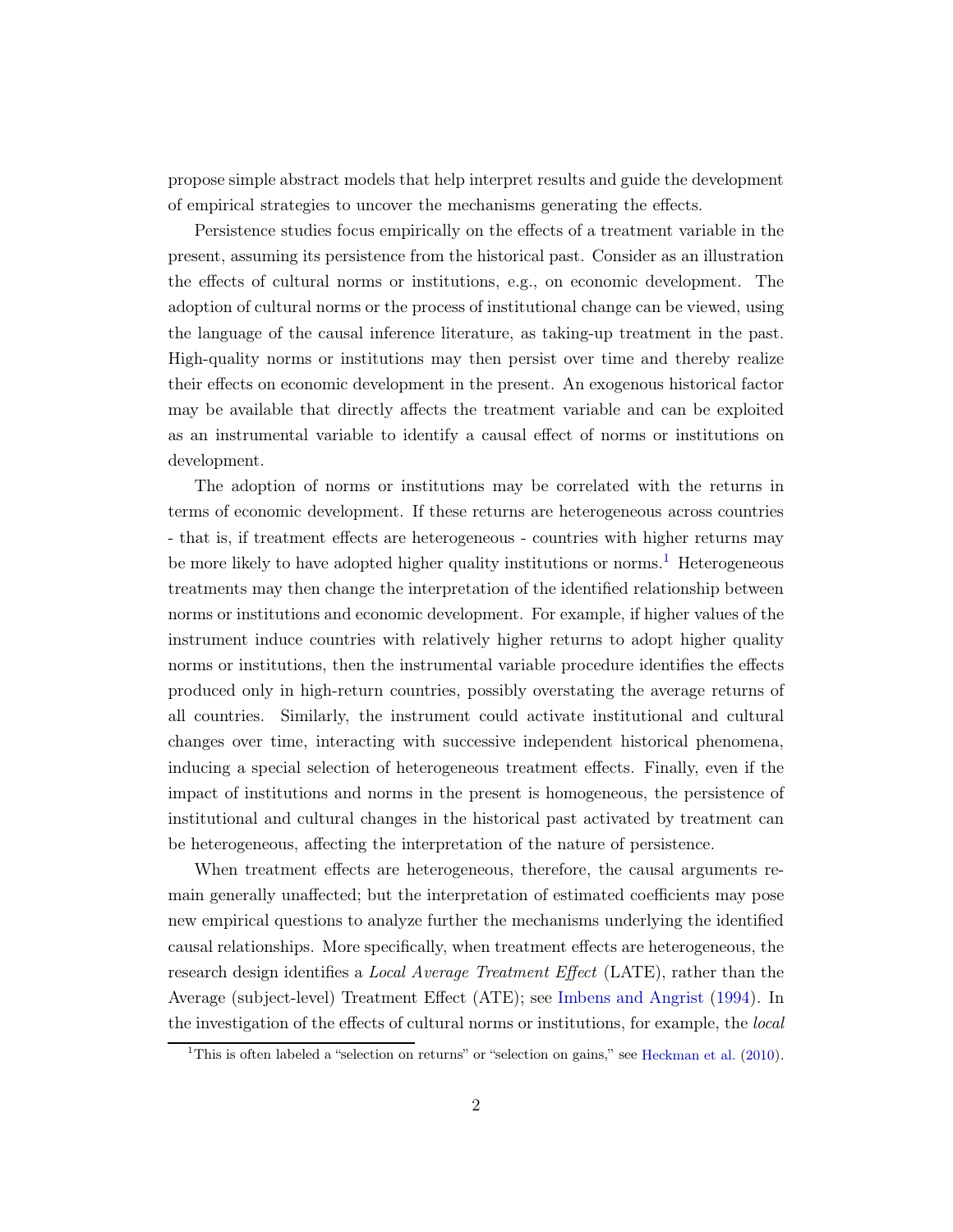propose simple abstract models that help interpret results and guide the development of empirical strategies to uncover the mechanisms generating the effects.

Persistence studies focus empirically on the effects of a treatment variable in the present, assuming its persistence from the historical past. Consider as an illustration the effects of cultural norms or institutions, e.g., on economic development. The adoption of cultural norms or the process of institutional change can be viewed, using the language of the causal inference literature, as taking-up treatment in the past. High-quality norms or institutions may then persist over time and thereby realize their effects on economic development in the present. An exogenous historical factor may be available that directly affects the treatment variable and can be exploited as an instrumental variable to identify a causal effect of norms or institutions on development.

The adoption of norms or institutions may be correlated with the returns in terms of economic development. If these returns are heterogeneous across countries - that is, if treatment effects are heterogeneous - countries with higher returns may be more likely to have adopted higher quality institutions or norms.[1] Heterogeneous treatments may then change the interpretation of the identified relationship between norms or institutions and economic development. For example, if higher values of the instrument induce countries with relatively higher returns to adopt higher quality norms or institutions, then the instrumental variable procedure identifies the effects produced only in high-return countries, possibly overstating the average returns of all countries. Similarly, the instrument could activate institutional and cultural changes over time, interacting with successive independent historical phenomena, inducing a special selection of heterogeneous treatment effects. Finally, even if the impact of institutions and norms in the present is homogeneous, the persistence of institutional and cultural changes in the historical past activated by treatment can be heterogeneous, affecting the interpretation of the nature of persistence.

When treatment effects are heterogeneous, therefore, the causal arguments remain generally unaffected; but the interpretation of estimated coefficients may pose new empirical questions to analyze further the mechanisms underlying the identified causal relationships. More specifically, when treatment effects are heterogeneous, the research design identifies a *Local Average Treatment Effect* (LATE), rather than the Average (subject-level) Treatment Effect (ATE); see Imbens and Angrist (1994). In the investigation of the effects of cultural norms or institutions, for example, the *local*

[1] This is often labeled a "selection on returns" or "selection on gains," see Heckman et al. (2010).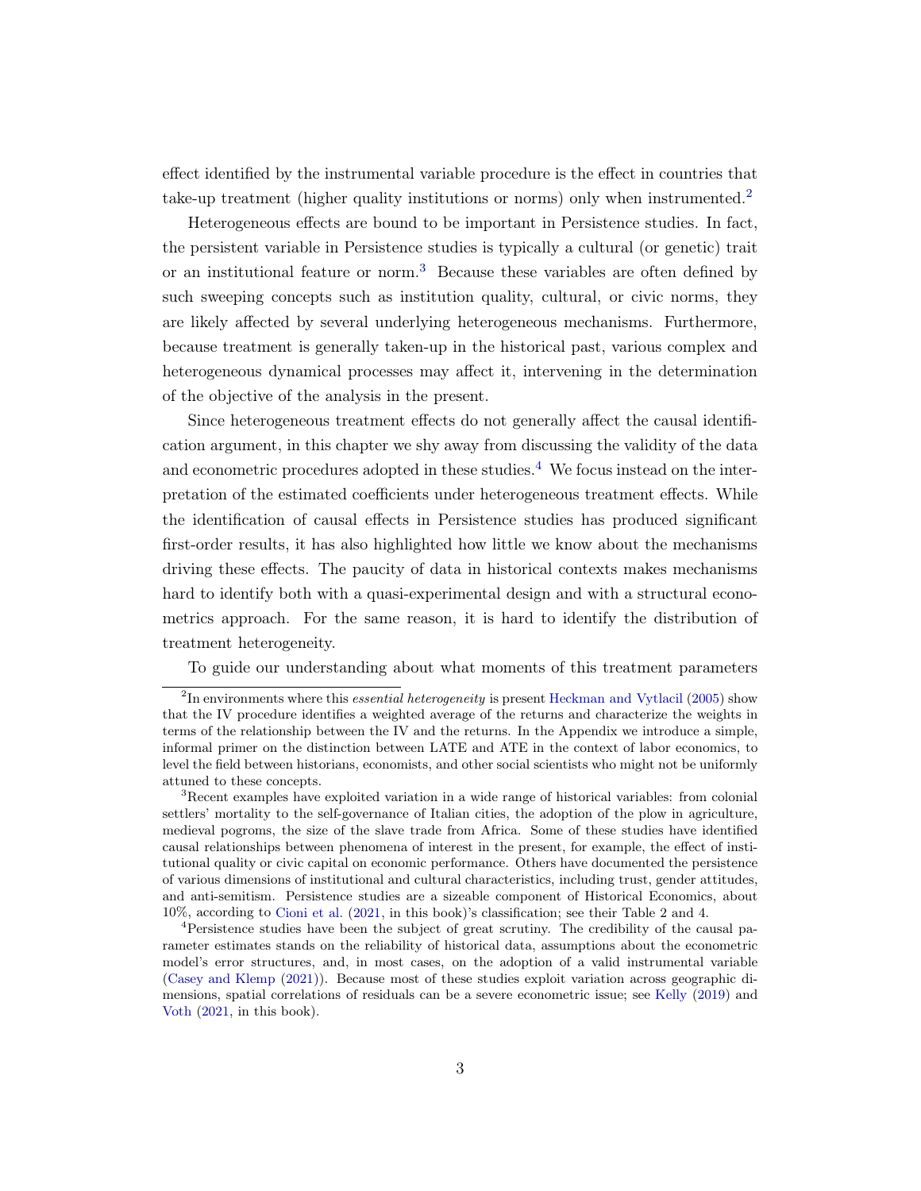effect identified by the instrumental variable procedure is the effect in countries that take-up treatment (higher quality institutions or norms) only when instrumented.[2]

Heterogeneous effects are bound to be important in Persistence studies. In fact, the persistent variable in Persistence studies is typically a cultural (or genetic) trait or an institutional feature or norm.[3] Because these variables are often defined by such sweeping concepts such as institution quality, cultural, or civic norms, they are likely affected by several underlying heterogeneous mechanisms. Furthermore, because treatment is generally taken-up in the historical past, various complex and heterogeneous dynamical processes may affect it, intervening in the determination of the objective of the analysis in the present.

Since heterogeneous treatment effects do not generally affect the causal identification argument, in this chapter we shy away from discussing the validity of the data and econometric procedures adopted in these studies.[4] We focus instead on the interpretation of the estimated coefficients under heterogeneous treatment effects. While the identification of causal effects in Persistence studies has produced significant first-order results, it has also highlighted how little we know about the mechanisms driving these effects. The paucity of data in historical contexts makes mechanisms hard to identify both with a quasi-experimental design and with a structural econometrics approach. For the same reason, it is hard to identify the distribution of treatment heterogeneity.

To guide our understanding about what moments of this treatment parameters

---

[2] In environments where this *essential heterogeneity* is present Heckman and Vytlacil (2005) show that the IV procedure identifies a weighted average of the returns and characterize the weights in terms of the relationship between the IV and the returns. In the Appendix we introduce a simple, informal primer on the distinction between LATE and ATE in the context of labor economics, to level the field between historians, economists, and other social scientists who might not be uniformly attuned to these concepts.

[3] Recent examples have exploited variation in a wide range of historical variables: from colonial settlers' mortality to the self-governance of Italian cities, the adoption of the plow in agriculture, medieval pogroms, the size of the slave trade from Africa. Some of these studies have identified causal relationships between phenomena of interest in the present, for example, the effect of institutional quality or civic capital on economic performance. Others have documented the persistence of various dimensions of institutional and cultural characteristics, including trust, gender attitudes, and anti-semitism. Persistence studies are a sizeable component of Historical Economics, about 10%, according to Cioni et al. (2021, in this book)'s classification; see their Table 2 and 4.

[4] Persistence studies have been the subject of great scrutiny. The credibility of the causal parameter estimates stands on the reliability of historical data, assumptions about the econometric model's error structures, and, in most cases, on the adoption of a valid instrumental variable (Casey and Klemp (2021)). Because most of these studies exploit variation across geographic dimensions, spatial correlations of residuals can be a severe econometric issue; see Kelly (2019) and Voth (2021, in this book).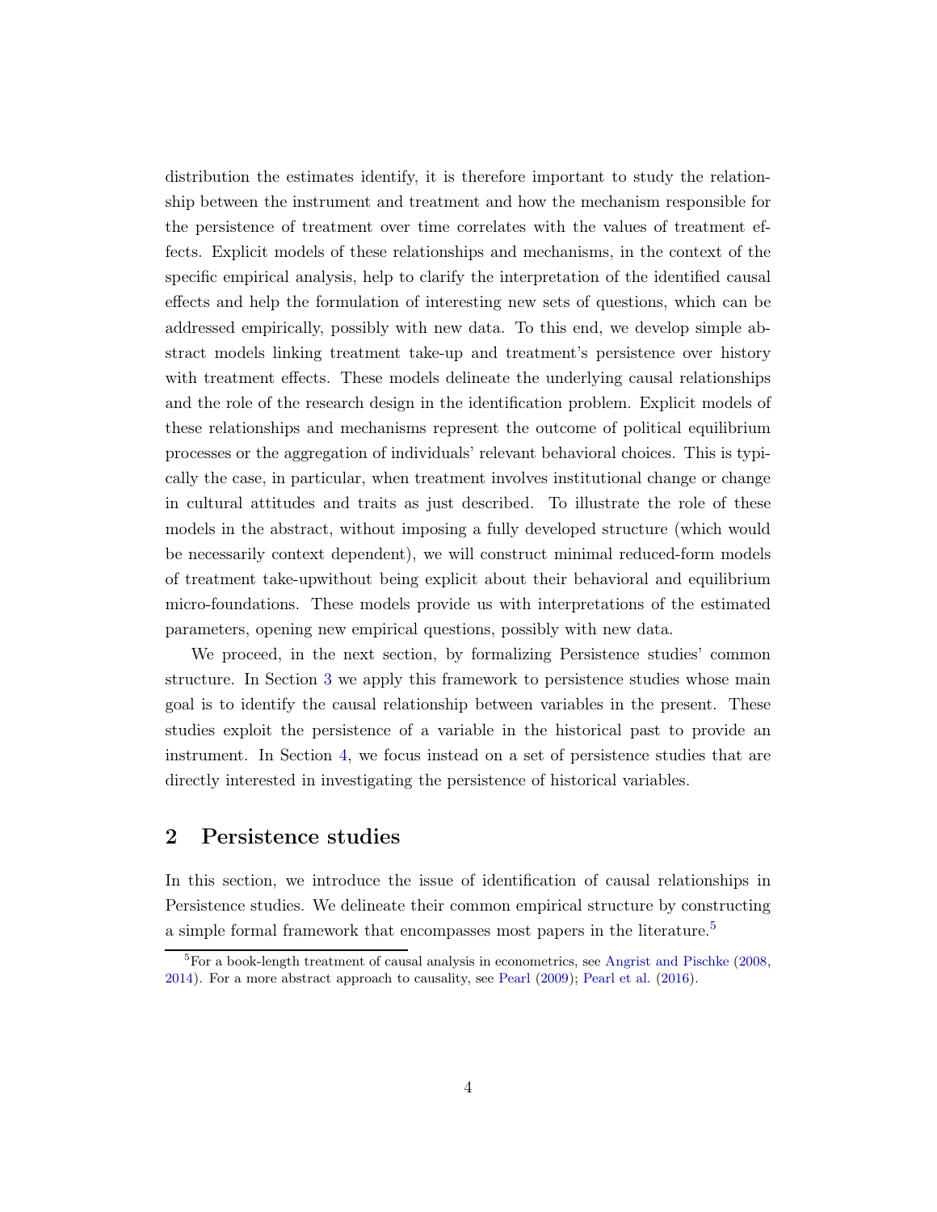distribution the estimates identify, it is therefore important to study the relationship between the instrument and treatment and how the mechanism responsible for the persistence of treatment over time correlates with the values of treatment effects. Explicit models of these relationships and mechanisms, in the context of the specific empirical analysis, help to clarify the interpretation of the identified causal effects and help the formulation of interesting new sets of questions, which can be addressed empirically, possibly with new data. To this end, we develop simple abstract models linking treatment take-up and treatment's persistence over history with treatment effects. These models delineate the underlying causal relationships and the role of the research design in the identification problem. Explicit models of these relationships and mechanisms represent the outcome of political equilibrium processes or the aggregation of individuals' relevant behavioral choices. This is typically the case, in particular, when treatment involves institutional change or change in cultural attitudes and traits as just described. To illustrate the role of these models in the abstract, without imposing a fully developed structure (which would be necessarily context dependent), we will construct minimal reduced-form models of treatment take-upwithout being explicit about their behavioral and equilibrium micro-foundations. These models provide us with interpretations of the estimated parameters, opening new empirical questions, possibly with new data.

We proceed, in the next section, by formalizing Persistence studies' common structure. In Section 3 we apply this framework to persistence studies whose main goal is to identify the causal relationship between variables in the present. These studies exploit the persistence of a variable in the historical past to provide an instrument. In Section 4, we focus instead on a set of persistence studies that are directly interested in investigating the persistence of historical variables.

## 2 Persistence studies

In this section, we introduce the issue of identification of causal relationships in Persistence studies. We delineate their common empirical structure by constructing a simple formal framework that encompasses most papers in the literature.[5]

[5] For a book-length treatment of causal analysis in econometrics, see Angrist and Pischke (2008, 2014). For a more abstract approach to causality, see Pearl (2009); Pearl et al. (2016).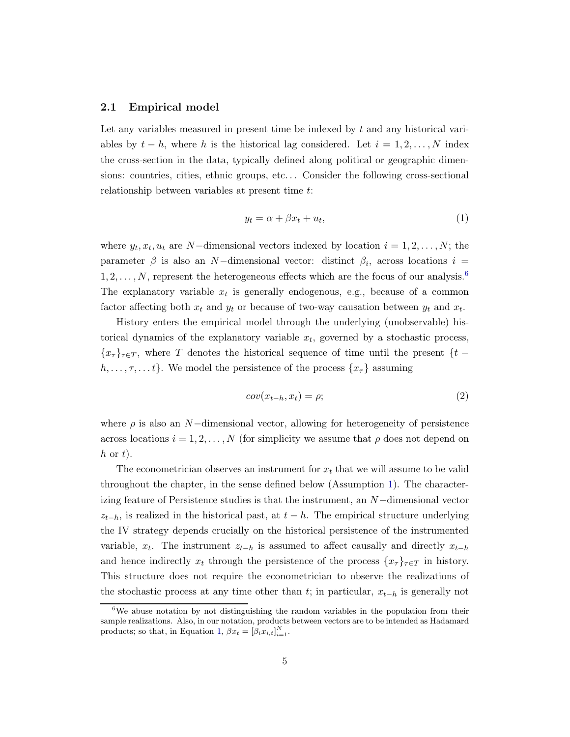### 2.1 Empirical model

Let any variables measured in present time be indexed by $t$ and any historical variables by $t-h$, where $h$ is the historical lag considered. Let $i = 1, 2, \dots, N$ index the cross-section in the data, typically defined along political or geographic dimensions: countries, cities, ethnic groups, etc... Consider the following cross-sectional relationship between variables at present time $t$:

$$y_t = \alpha + \beta x_t + u_t, \tag{1}$$

where $y_t, x_t, u_t$ are $N-$dimensional vectors indexed by location $i = 1, 2, \dots, N$; the parameter $\beta$ is also an $N-$dimensional vector: distinct $\beta_i$, across locations $i = 1, 2, \dots, N$, represent the heterogeneous effects which are the focus of our analysis.[6] The explanatory variable $x_t$ is generally endogenous, e.g., because of a common factor affecting both $x_t$ and $y_t$ or because of two-way causation between $y_t$ and $x_t$.

History enters the empirical model through the underlying (unobservable) historical dynamics of the explanatory variable $x_t$, governed by a stochastic process, $\{x_\tau\}_{\tau \in T}$, where $T$ denotes the historical sequence of time until the present $\{t - h, \dots, \tau, \dots t\}$. We model the persistence of the process $\{x_\tau\}$ assuming

$$cov(x_{t-h}, x_t) = \rho; \tag{2}$$

where $\rho$ is also an $N-$dimensional vector, allowing for heterogeneity of persistence across locations $i = 1, 2, \dots, N$ (for simplicity we assume that $\rho$ does not depend on $h$ or $t$).

The econometrician observes an instrument for $x_t$ that we will assume to be valid throughout the chapter, in the sense defined below (Assumption 1). The characterizing feature of Persistence studies is that the instrument, an $N-$dimensional vector $z_{t-h}$, is realized in the historical past, at $t-h$. The empirical structure underlying the IV strategy depends crucially on the historical persistence of the instrumented variable, $x_t$. The instrument $z_{t-h}$ is assumed to affect causally and directly $x_{t-h}$ and hence indirectly $x_t$ through the persistence of the process $\{x_\tau\}_{\tau \in T}$ in history. This structure does not require the econometrician to observe the realizations of the stochastic process at any time other than $t$; in particular, $x_{t-h}$ is generally not

[6] We abuse notation by not distinguishing the random variables in the population from their sample realizations. Also, in our notation, products between vectors are to be intended as Hadamard products; so that, in Equation 1, $\beta x_t = [\beta_i x_{i,t}]_{i=1}^N$.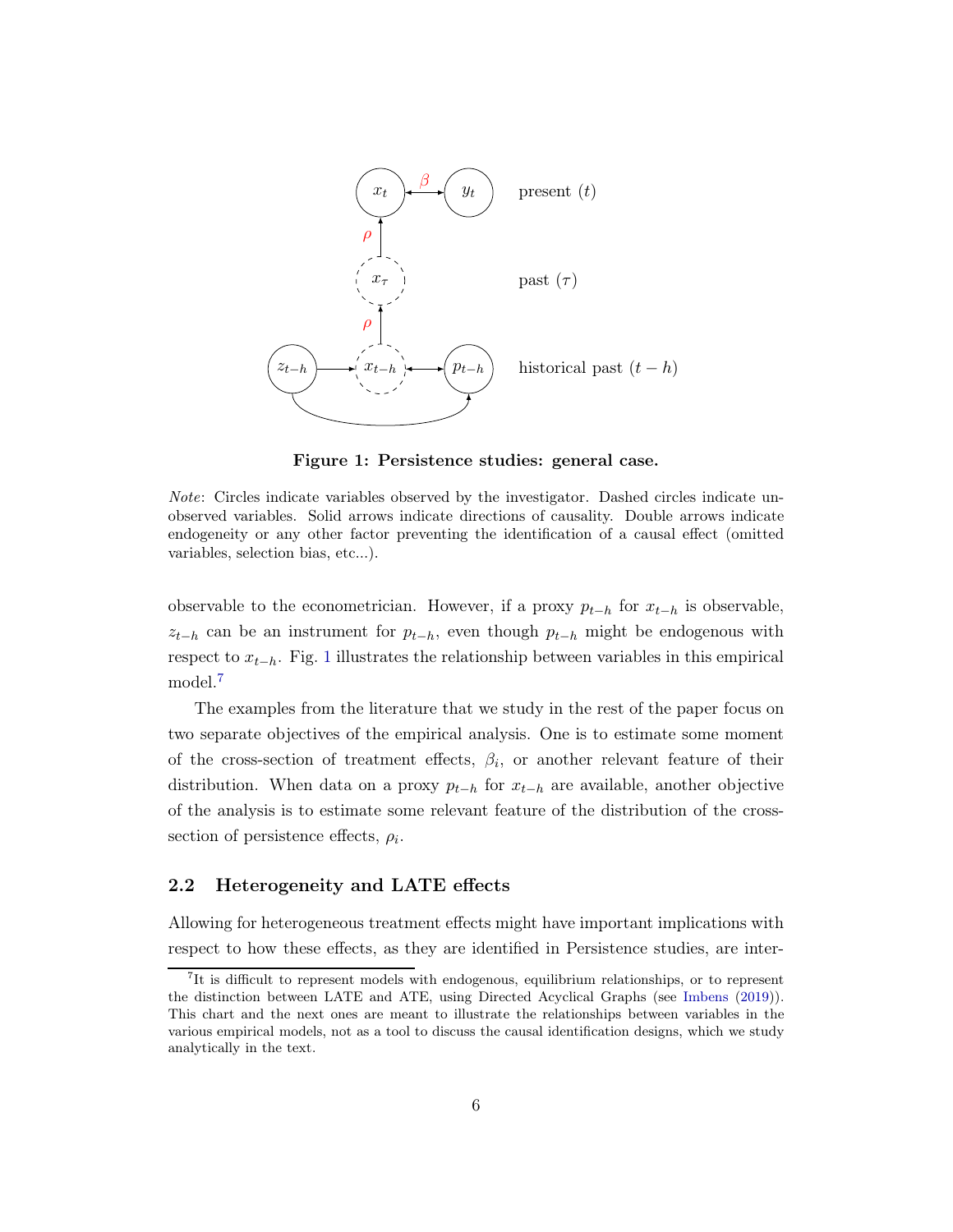**Figure 1: Persistence studies: general case.**

*Note*: Circles indicate variables observed by the investigator. Dashed circles indicate unobserved variables. Solid arrows indicate directions of causality. Double arrows indicate endogeneity or any other factor preventing the identification of a causal effect (omitted variables, selection bias, etc...).

observable to the econometrician. However, if a proxy $p_{t-h}$ for $x_{t-h}$ is observable, $z_{t-h}$ can be an instrument for $p_{t-h}$, even though $p_{t-h}$ might be endogenous with respect to $x_{t-h}$. Fig. 1 illustrates the relationship between variables in this empirical model.[7]

The examples from the literature that we study in the rest of the paper focus on two separate objectives of the empirical analysis. One is to estimate some moment of the cross-section of treatment effects, $\beta_i$, or another relevant feature of their distribution. When data on a proxy $p_{t-h}$ for $x_{t-h}$ are available, another objective of the analysis is to estimate some relevant feature of the distribution of the cross-section of persistence effects, $\rho_i$.

## 2.2 Heterogeneity and LATE effects

Allowing for heterogeneous treatment effects might have important implications with respect to how these effects, as they are identified in Persistence studies, are inter-

[7] It is difficult to represent models with endogenous, equilibrium relationships, or to represent the distinction between LATE and ATE, using Directed Acyclical Graphs (see Imbens (2019)). This chart and the next ones are meant to illustrate the relationships between variables in the various empirical models, not as a tool to discuss the causal identification designs, which we study analytically in the text.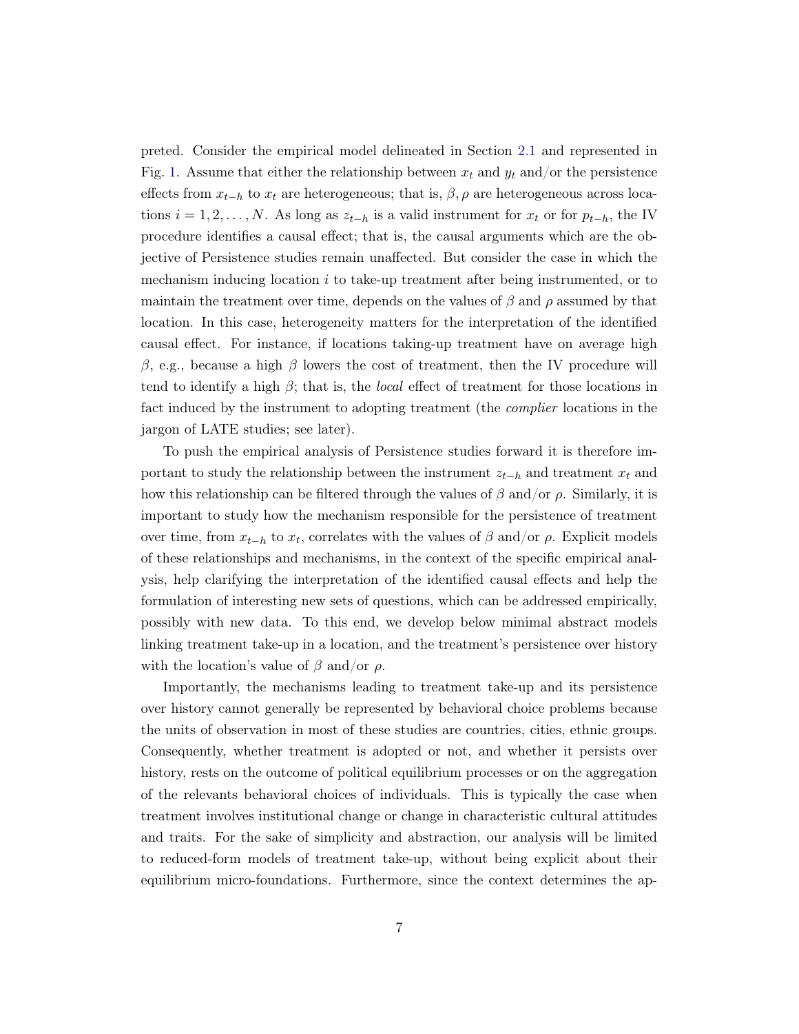preted. Consider the empirical model delineated in Section 2.1 and represented in Fig. 1. Assume that either the relationship between $x_t$ and $y_t$ and/or the persistence effects from $x_{t-h}$ to $x_t$ are heterogeneous; that is, $\beta, \rho$ are heterogeneous across locations $i = 1, 2, \ldots, N$. As long as $z_{t-h}$ is a valid instrument for $x_t$ or for $p_{t-h}$, the IV procedure identifies a causal effect; that is, the causal arguments which are the objective of Persistence studies remain unaffected. But consider the case in which the mechanism inducing location $i$ to take-up treatment after being instrumented, or to maintain the treatment over time, depends on the values of $\beta$ and $\rho$ assumed by that location. In this case, heterogeneity matters for the interpretation of the identified causal effect. For instance, if locations taking-up treatment have on average high $\beta$, e.g., because a high $\beta$ lowers the cost of treatment, then the IV procedure will tend to identify a high $\beta$; that is, the *local* effect of treatment for those locations in fact induced by the instrument to adopting treatment (the *complier* locations in the jargon of LATE studies; see later).

To push the empirical analysis of Persistence studies forward it is therefore important to study the relationship between the instrument $z_{t-h}$ and treatment $x_t$ and how this relationship can be filtered through the values of $\beta$ and/or $\rho$. Similarly, it is important to study how the mechanism responsible for the persistence of treatment over time, from $x_{t-h}$ to $x_t$, correlates with the values of $\beta$ and/or $\rho$. Explicit models of these relationships and mechanisms, in the context of the specific empirical analysis, help clarifying the interpretation of the identified causal effects and help the formulation of interesting new sets of questions, which can be addressed empirically, possibly with new data. To this end, we develop below minimal abstract models linking treatment take-up in a location, and the treatment's persistence over history with the location's value of $\beta$ and/or $\rho$.

Importantly, the mechanisms leading to treatment take-up and its persistence over history cannot generally be represented by behavioral choice problems because the units of observation in most of these studies are countries, cities, ethnic groups. Consequently, whether treatment is adopted or not, and whether it persists over history, rests on the outcome of political equilibrium processes or on the aggregation of the relevants behavioral choices of individuals. This is typically the case when treatment involves institutional change or change in characteristic cultural attitudes and traits. For the sake of simplicity and abstraction, our analysis will be limited to reduced-form models of treatment take-up, without being explicit about their equilibrium micro-foundations. Furthermore, since the context determines the ap-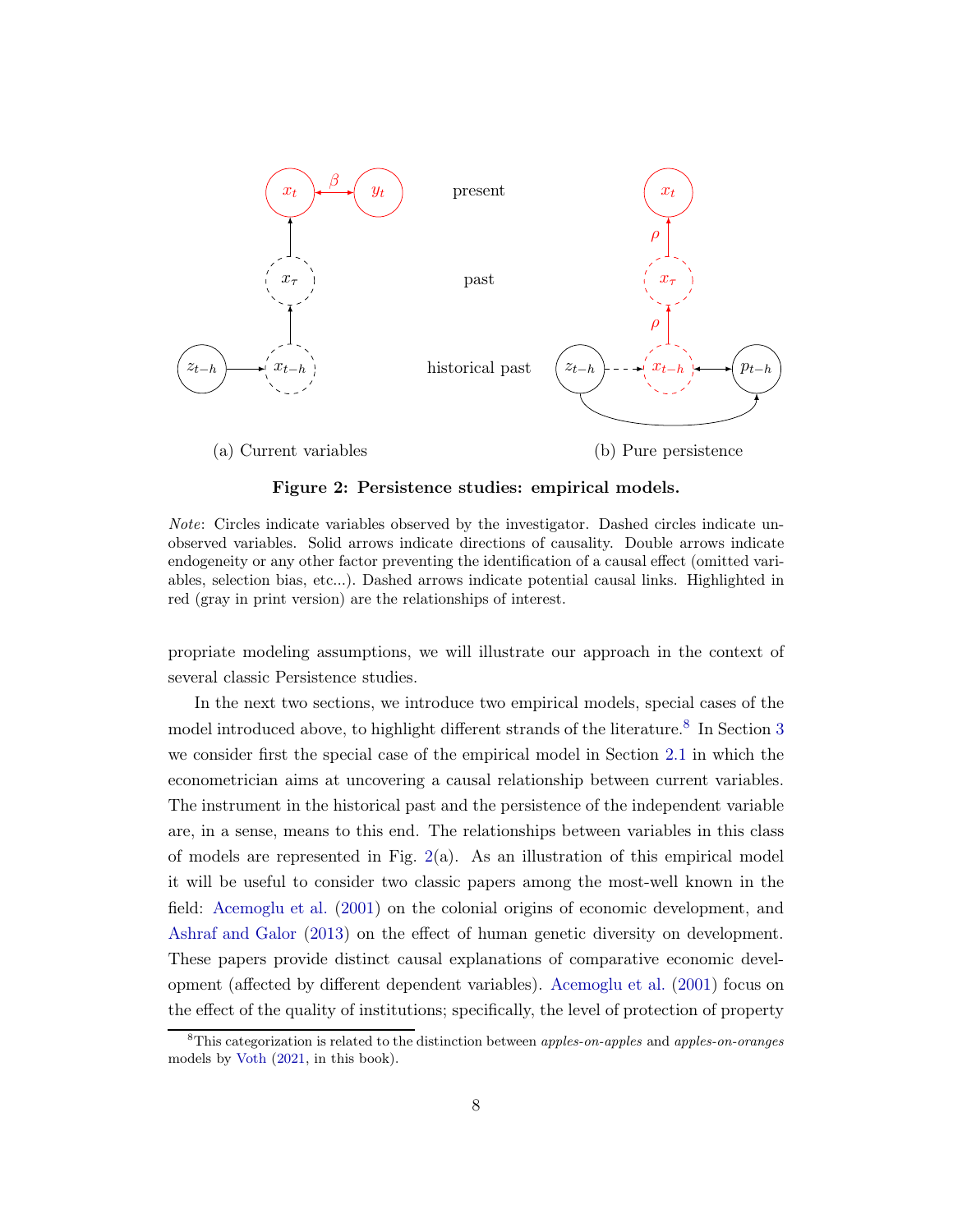(a) Current variables

(b) Pure persistence

**Figure 2: Persistence studies: empirical models.**

*Note*: Circles indicate variables observed by the investigator. Dashed circles indicate unobserved variables. Solid arrows indicate directions of causality. Double arrows indicate endogeneity or any other factor preventing the identification of a causal effect (omitted variables, selection bias, etc...). Dashed arrows indicate potential causal links. Highlighted in red (gray in print version) are the relationships of interest.

propriate modeling assumptions, we will illustrate our approach in the context of several classic Persistence studies.

In the next two sections, we introduce two empirical models, special cases of the model introduced above, to highlight different strands of the literature.[8] In Section 3 we consider first the special case of the empirical model in Section 2.1 in which the econometrician aims at uncovering a causal relationship between current variables. The instrument in the historical past and the persistence of the independent variable are, in a sense, means to this end. The relationships between variables in this class of models are represented in Fig. 2(a). As an illustration of this empirical model it will be useful to consider two classic papers among the most-well known in the field: Acemoglu et al. (2001) on the colonial origins of economic development, and Ashraf and Galor (2013) on the effect of human genetic diversity on development. These papers provide distinct causal explanations of comparative economic development (affected by different dependent variables). Acemoglu et al. (2001) focus on the effect of the quality of institutions; specifically, the level of protection of property

[8] This categorization is related to the distinction between *apples-on-apples* and *apples-on-oranges* models by Voth (2021, in this book).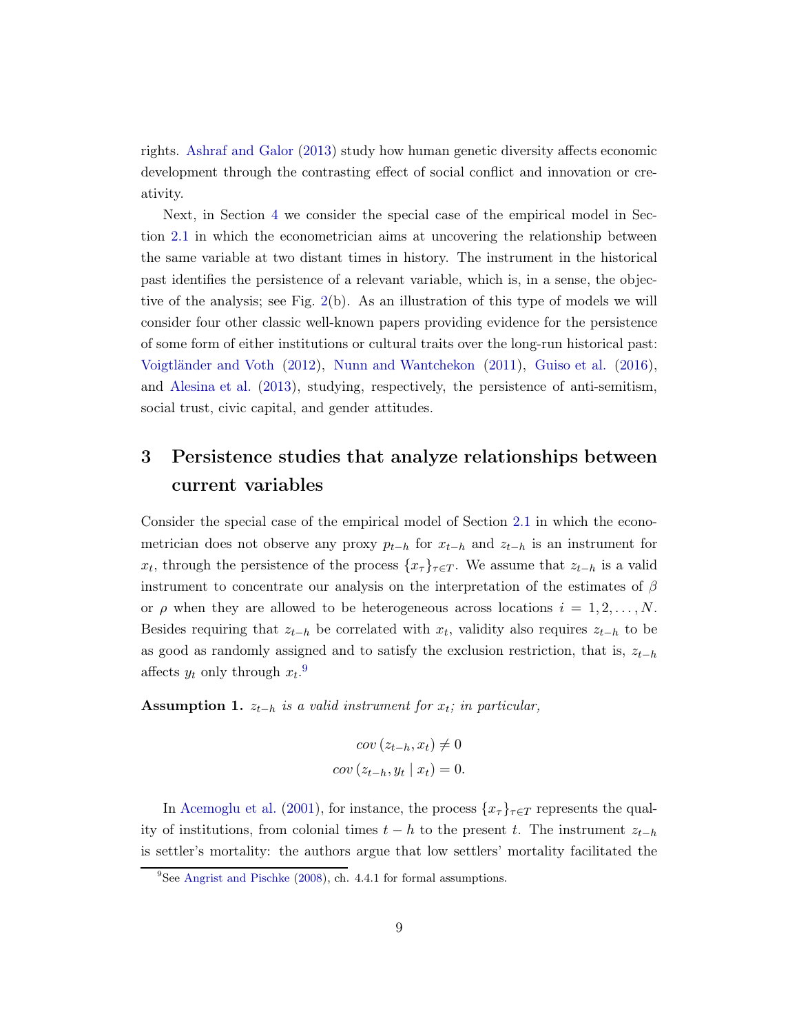rights. Ashraf and Galor (2013) study how human genetic diversity affects economic development through the contrasting effect of social conflict and innovation or creativity.

Next, in Section 4 we consider the special case of the empirical model in Section 2.1 in which the econometrician aims at uncovering the relationship between the same variable at two distant times in history. The instrument in the historical past identifies the persistence of a relevant variable, which is, in a sense, the objective of the analysis; see Fig. 2(b). As an illustration of this type of models we will consider four other classic well-known papers providing evidence for the persistence of some form of either institutions or cultural traits over the long-run historical past: Voigtländer and Voth (2012), Nunn and Wantchekon (2011), Guiso et al. (2016), and Alesina et al. (2013), studying, respectively, the persistence of anti-semitism, social trust, civic capital, and gender attitudes.

# 3 Persistence studies that analyze relationships between current variables

Consider the special case of the empirical model of Section 2.1 in which the econometrician does not observe any proxy $p_{t-h}$ for $x_{t-h}$ and $z_{t-h}$ is an instrument for $x_t$, through the persistence of the process $\{x_\tau\}_{\tau \in T}$. We assume that $z_{t-h}$ is a valid instrument to concentrate our analysis on the interpretation of the estimates of $\beta$ or $\rho$ when they are allowed to be heterogeneous across locations $i = 1, 2, \ldots, N$. Besides requiring that $z_{t-h}$ be correlated with $x_t$, validity also requires $z_{t-h}$ to be as good as randomly assigned and to satisfy the exclusion restriction, that is, $z_{t-h}$ affects $y_t$ only through $x_t$.[9]

**Assumption 1.** *$z_{t-h}$ is a valid instrument for $x_t$; in particular,*

$$cov\,(z_{t-h}, x_t) \neq 0$$
$$cov\,(z_{t-h}, y_t \mid x_t) = 0.$$

In Acemoglu et al. (2001), for instance, the process $\{x_\tau\}_{\tau \in T}$ represents the quality of institutions, from colonial times $t - h$ to the present $t$. The instrument $z_{t-h}$ is settler's mortality: the authors argue that low settlers' mortality facilitated the

[9] See Angrist and Pischke (2008), ch. 4.4.1 for formal assumptions.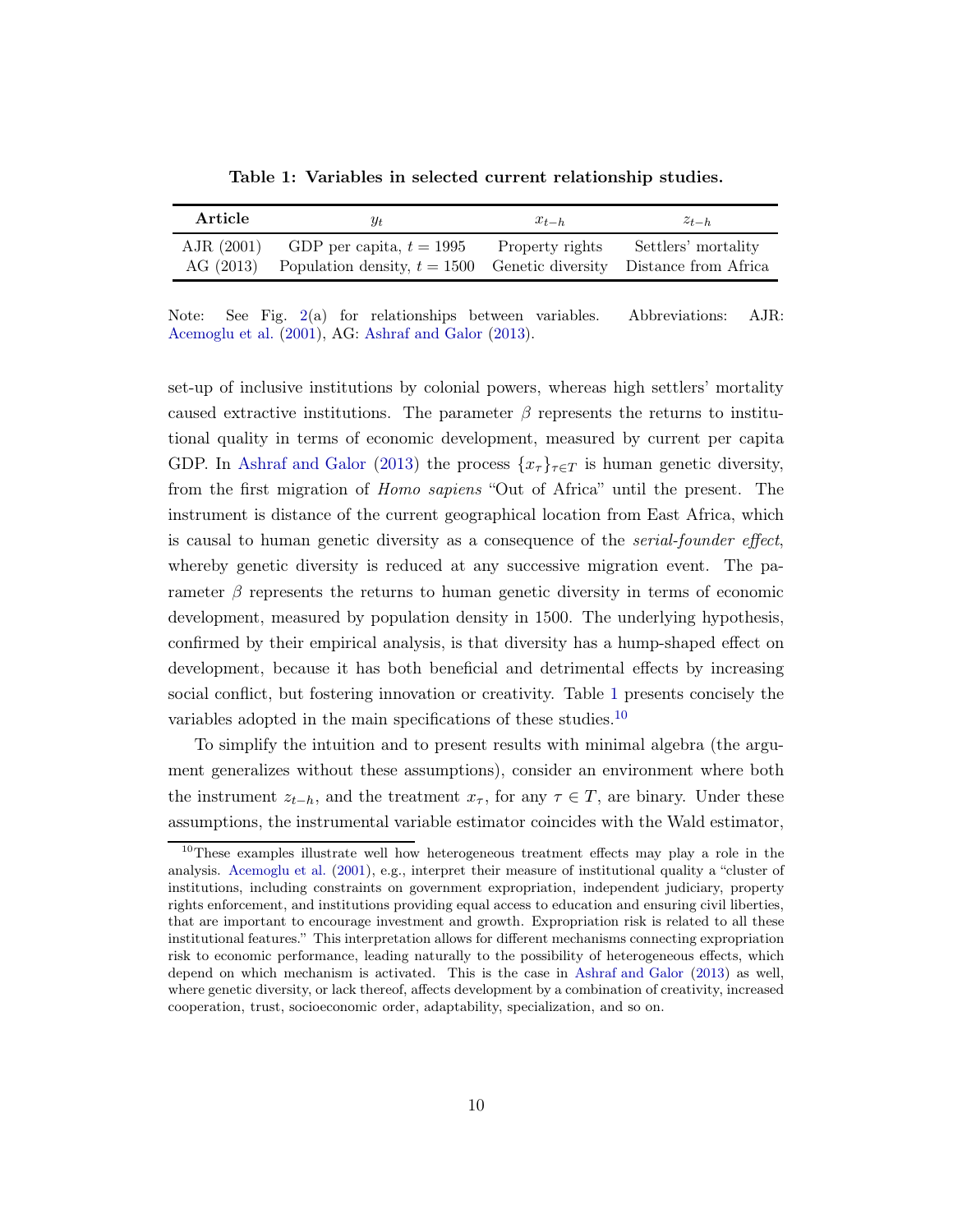**Table 1: Variables in selected current relationship studies.**

| Article | $y_t$ | $x_{t-h}$ | $z_{t-h}$ |
|---|---|---|---|
| AJR (2001) | GDP per capita, $t = 1995$ | Property rights | Settlers' mortality |
| AG (2013) | Population density, $t = 1500$ | Genetic diversity | Distance from Africa |

Note: See Fig. 2(a) for relationships between variables. Abbreviations: AJR: Acemoglu et al. (2001), AG: Ashraf and Galor (2013).

set-up of inclusive institutions by colonial powers, whereas high settlers' mortality caused extractive institutions. The parameter $\beta$ represents the returns to institutional quality in terms of economic development, measured by current per capita GDP. In Ashraf and Galor (2013) the process $\{x_\tau\}_{\tau \in T}$ is human genetic diversity, from the first migration of *Homo sapiens* "Out of Africa" until the present. The instrument is distance of the current geographical location from East Africa, which is causal to human genetic diversity as a consequence of the *serial-founder effect*, whereby genetic diversity is reduced at any successive migration event. The parameter $\beta$ represents the returns to human genetic diversity in terms of economic development, measured by population density in 1500. The underlying hypothesis, confirmed by their empirical analysis, is that diversity has a hump-shaped effect on development, because it has both beneficial and detrimental effects by increasing social conflict, but fostering innovation or creativity. Table 1 presents concisely the variables adopted in the main specifications of these studies.[10]

To simplify the intuition and to present results with minimal algebra (the argument generalizes without these assumptions), consider an environment where both the instrument $z_{t-h}$, and the treatment $x_\tau$, for any $\tau \in T$, are binary. Under these assumptions, the instrumental variable estimator coincides with the Wald estimator,

[10] These examples illustrate well how heterogeneous treatment effects may play a role in the analysis. Acemoglu et al. (2001), e.g., interpret their measure of institutional quality a "cluster of institutions, including constraints on government expropriation, independent judiciary, property rights enforcement, and institutions providing equal access to education and ensuring civil liberties, that are important to encourage investment and growth. Expropriation risk is related to all these institutional features." This interpretation allows for different mechanisms connecting expropriation risk to economic performance, leading naturally to the possibility of heterogeneous effects, which depend on which mechanism is activated. This is the case in Ashraf and Galor (2013) as well, where genetic diversity, or lack thereof, affects development by a combination of creativity, increased cooperation, trust, socioeconomic order, adaptability, specialization, and so on.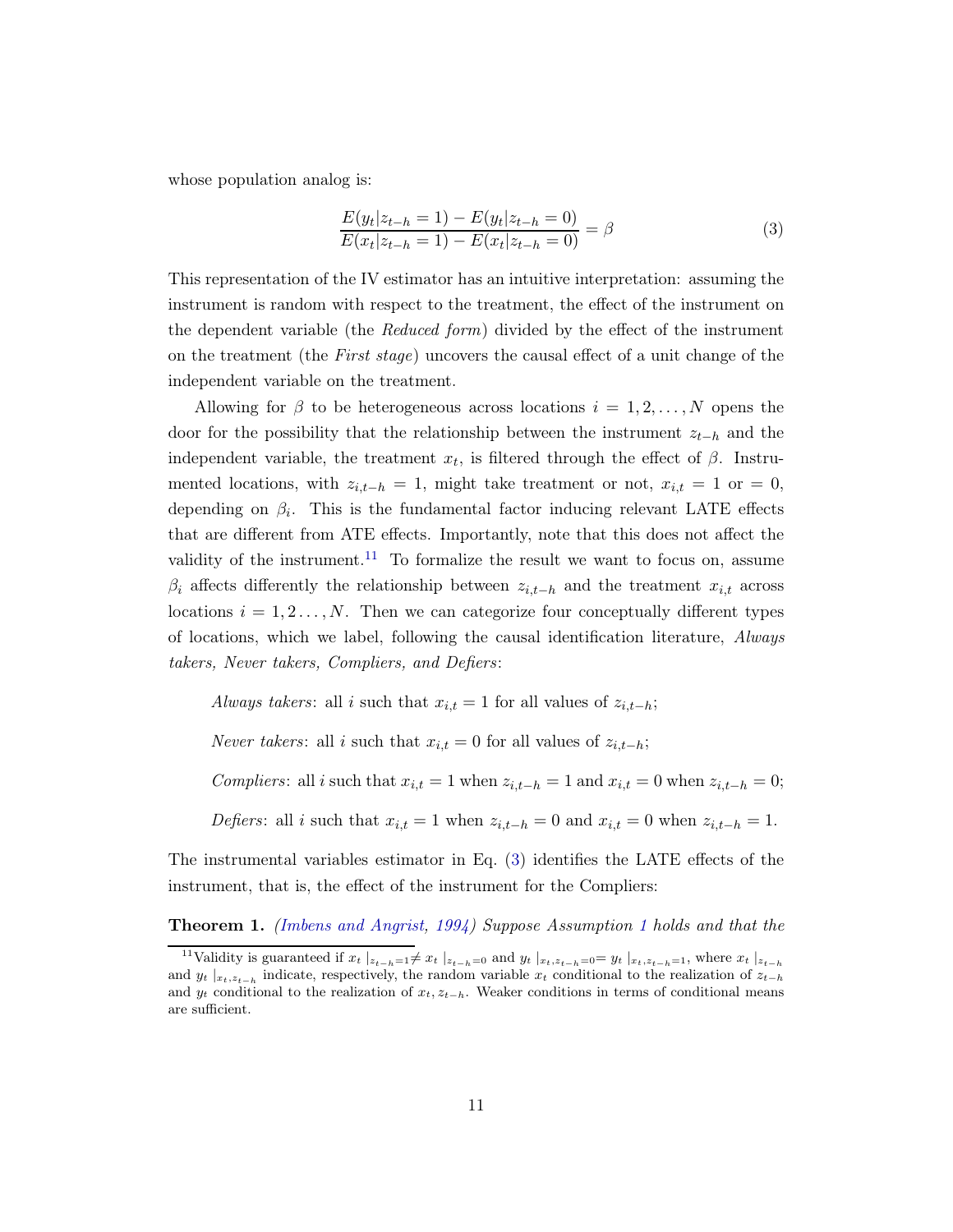whose population analog is:

$$\frac{E(y_t|z_{t-h}=1)-E(y_t|z_{t-h}=0)}{E(x_t|z_{t-h}=1)-E(x_t|z_{t-h}=0)}=\beta \tag{3}$$

This representation of the IV estimator has an intuitive interpretation: assuming the instrument is random with respect to the treatment, the effect of the instrument on the dependent variable (the *Reduced form*) divided by the effect of the instrument on the treatment (the *First stage*) uncovers the causal effect of a unit change of the independent variable on the treatment.

Allowing for $\beta$ to be heterogeneous across locations $i=1,2,\ldots,N$ opens the door for the possibility that the relationship between the instrument $z_{t-h}$ and the independent variable, the treatment $x_t$, is filtered through the effect of $\beta$. Instrumented locations, with $z_{i,t-h}=1$, might take treatment or not, $x_{i,t}=1$ or $=0$, depending on $\beta_i$. This is the fundamental factor inducing relevant LATE effects that are different from ATE effects. Importantly, note that this does not affect the validity of the instrument.[11] To formalize the result we want to focus on, assume $\beta_i$ affects differently the relationship between $z_{i,t-h}$ and the treatment $x_{i,t}$ across locations $i=1,2\ldots,N$. Then we can categorize four conceptually different types of locations, which we label, following the causal identification literature, *Always takers, Never takers, Compliers, and Defiers*:

*Always takers*: all $i$ such that $x_{i,t}=1$ for all values of $z_{i,t-h}$;

*Never takers*: all $i$ such that $x_{i,t}=0$ for all values of $z_{i,t-h}$;

*Compliers*: all $i$ such that $x_{i,t}=1$ when $z_{i,t-h}=1$ and $x_{i,t}=0$ when $z_{i,t-h}=0$;

*Defiers*: all $i$ such that $x_{i,t}=1$ when $z_{i,t-h}=0$ and $x_{i,t}=0$ when $z_{i,t-h}=1$.

The instrumental variables estimator in Eq. (3) identifies the LATE effects of the instrument, that is, the effect of the instrument for the Compliers:

**Theorem 1.** *(Imbens and Angrist, 1994) Suppose Assumption 1 holds and that the*

[11] Validity is guaranteed if $x_t\,|_{z_{t-h}=1}\neq x_t\,|_{z_{t-h}=0}$ and $y_t\,|_{x_t,z_{t-h}=0}= y_t\,|_{x_t,z_{t-h}=1}$, where $x_t\,|_{z_{t-h}}$ and $y_t\,|_{x_t,z_{t-h}}$ indicate, respectively, the random variable $x_t$ conditional to the realization of $z_{t-h}$ and $y_t$ conditional to the realization of $x_t, z_{t-h}$. Weaker conditions in terms of conditional means are sufficient.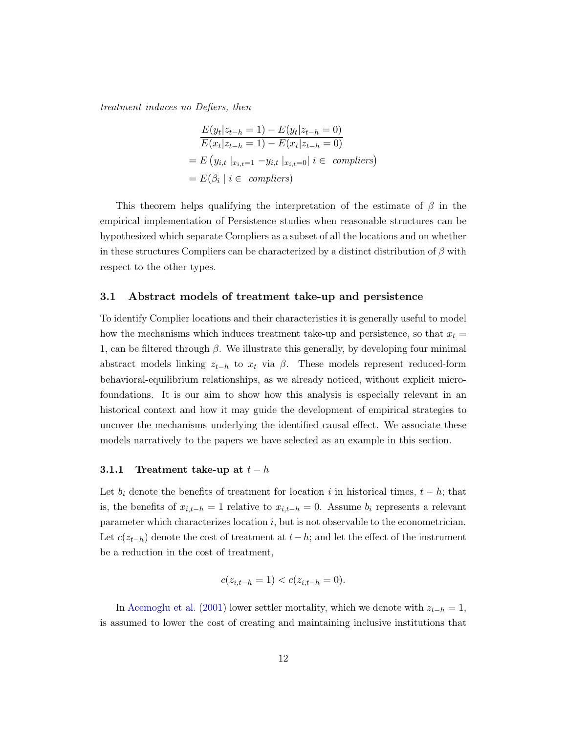*treatment induces no Defiers, then*

$$
\begin{aligned}
&\frac{E(y_t|z_{t-h}=1) - E(y_t|z_{t-h}=0)}{E(x_t|z_{t-h}=1) - E(x_t|z_{t-h}=0)} \\
&= E\left(y_{i,t}\mid_{x_{i,t}=1} - y_{i,t}\mid_{x_{i,t}=0} \mid i \in \text{ compliers}\right) \\
&= E(\beta_i \mid i \in \text{ compliers})
\end{aligned}
$$

This theorem helps qualifying the interpretation of the estimate of $\beta$ in the empirical implementation of Persistence studies when reasonable structures can be hypothesized which separate Compliers as a subset of all the locations and on whether in these structures Compliers can be characterized by a distinct distribution of $\beta$ with respect to the other types.

### 3.1 Abstract models of treatment take-up and persistence

To identify Complier locations and their characteristics it is generally useful to model how the mechanisms which induces treatment take-up and persistence, so that $x_t = 1$, can be filtered through $\beta$. We illustrate this generally, by developing four minimal abstract models linking $z_{t-h}$ to $x_t$ via $\beta$. These models represent reduced-form behavioral-equilibrium relationships, as we already noticed, without explicit micro-foundations. It is our aim to show how this analysis is especially relevant in an historical context and how it may guide the development of empirical strategies to uncover the mechanisms underlying the identified causal effect. We associate these models narratively to the papers we have selected as an example in this section.

#### 3.1.1 Treatment take-up at $t-h$

Let $b_i$ denote the benefits of treatment for location $i$ in historical times, $t-h$; that is, the benefits of $x_{i,t-h} = 1$ relative to $x_{i,t-h} = 0$. Assume $b_i$ represents a relevant parameter which characterizes location $i$, but is not observable to the econometrician. Let $c(z_{t-h})$ denote the cost of treatment at $t-h$; and let the effect of the instrument be a reduction in the cost of treatment,

$$
c(z_{i,t-h} = 1) < c(z_{i,t-h} = 0).
$$

In Acemoglu et al. (2001) lower settler mortality, which we denote with $z_{t-h} = 1$, is assumed to lower the cost of creating and maintaining inclusive institutions that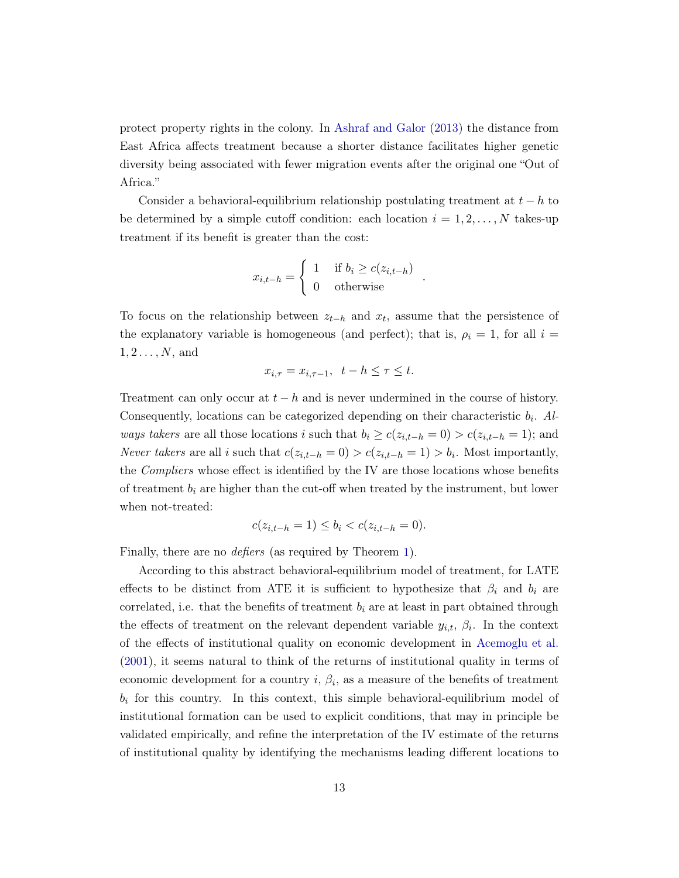protect property rights in the colony. In Ashraf and Galor (2013) the distance from East Africa affects treatment because a shorter distance facilitates higher genetic diversity being associated with fewer migration events after the original one "Out of Africa."

Consider a behavioral-equilibrium relationship postulating treatment at $t-h$ to be determined by a simple cutoff condition: each location $i = 1, 2, \ldots, N$ takes-up treatment if its benefit is greater than the cost:

$$x_{i,t-h} = \begin{cases} 1 & \text{if } b_i \geq c(z_{i,t-h}) \\ 0 & \text{otherwise} \end{cases} .$$

To focus on the relationship between $z_{t-h}$ and $x_t$, assume that the persistence of the explanatory variable is homogeneous (and perfect); that is, $\rho_i = 1$, for all $i = 1, 2 \ldots, N$, and

$$x_{i,\tau} = x_{i,\tau-1}, \;\; t-h \leq \tau \leq t.$$

Treatment can only occur at $t-h$ and is never undermined in the course of history. Consequently, locations can be categorized depending on their characteristic $b_i$. *Always takers* are all those locations $i$ such that $b_i \geq c(z_{i,t-h} = 0) > c(z_{i,t-h} = 1)$; and *Never takers* are all $i$ such that $c(z_{i,t-h} = 0) > c(z_{i,t-h} = 1) > b_i$. Most importantly, the *Compliers* whose effect is identified by the IV are those locations whose benefits of treatment $b_i$ are higher than the cut-off when treated by the instrument, but lower when not-treated:

$$c(z_{i,t-h} = 1) \leq b_i < c(z_{i,t-h} = 0).$$

Finally, there are no *defiers* (as required by Theorem 1).

According to this abstract behavioral-equilibrium model of treatment, for LATE effects to be distinct from ATE it is sufficient to hypothesize that $\beta_i$ and $b_i$ are correlated, i.e. that the benefits of treatment $b_i$ are at least in part obtained through the effects of treatment on the relevant dependent variable $y_{i,t}$, $\beta_i$. In the context of the effects of institutional quality on economic development in Acemoglu et al. (2001), it seems natural to think of the returns of institutional quality in terms of economic development for a country $i$, $\beta_i$, as a measure of the benefits of treatment $b_i$ for this country. In this context, this simple behavioral-equilibrium model of institutional formation can be used to explicit conditions, that may in principle be validated empirically, and refine the interpretation of the IV estimate of the returns of institutional quality by identifying the mechanisms leading different locations to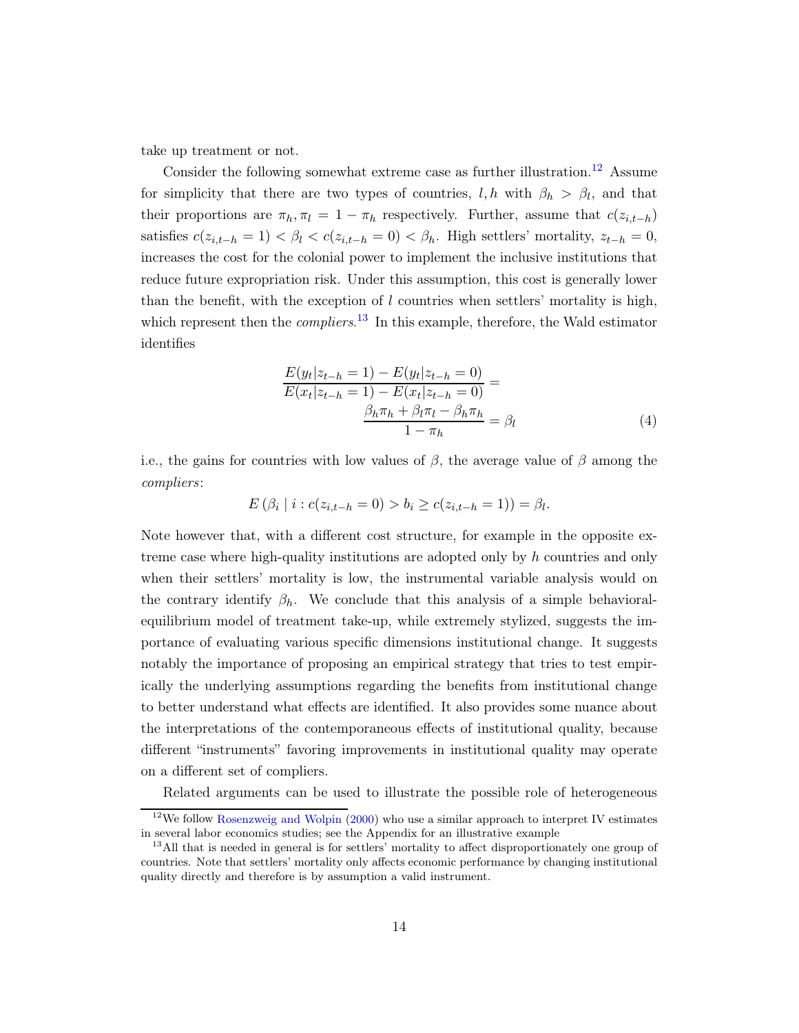take up treatment or not.

Consider the following somewhat extreme case as further illustration.[12] Assume for simplicity that there are two types of countries, $l, h$ with $\beta_h > \beta_l$, and that their proportions are $\pi_h, \pi_l = 1 - \pi_h$ respectively. Further, assume that $c(z_{i,t-h})$ satisfies $c(z_{i,t-h} = 1) < \beta_l < c(z_{i,t-h} = 0) < \beta_h$. High settlers' mortality, $z_{t-h} = 0$, increases the cost for the colonial power to implement the inclusive institutions that reduce future expropriation risk. Under this assumption, this cost is generally lower than the benefit, with the exception of $l$ countries when settlers' mortality is high, which represent then the *compliers*.[13] In this example, therefore, the Wald estimator identifies

$$\frac{E(y_t|z_{t-h} = 1) - E(y_t|z_{t-h} = 0)}{E(x_t|z_{t-h} = 1) - E(x_t|z_{t-h} = 0)} = \frac{\beta_h \pi_h + \beta_l \pi_l - \beta_h \pi_h}{1 - \pi_h} = \beta_l \tag{4}$$

i.e., the gains for countries with low values of $\beta$, the average value of $\beta$ among the *compliers*:

$$E\left(\beta_i \mid i : c(z_{i,t-h} = 0) > b_i \geq c(z_{i,t-h} = 1)\right) = \beta_l.$$

Note however that, with a different cost structure, for example in the opposite extreme case where high-quality institutions are adopted only by $h$ countries and only when their settlers' mortality is low, the instrumental variable analysis would on the contrary identify $\beta_h$. We conclude that this analysis of a simple behavioral-equilibrium model of treatment take-up, while extremely stylized, suggests the importance of evaluating various specific dimensions institutional change. It suggests notably the importance of proposing an empirical strategy that tries to test empirically the underlying assumptions regarding the benefits from institutional change to better understand what effects are identified. It also provides some nuance about the interpretations of the contemporaneous effects of institutional quality, because different "instruments" favoring improvements in institutional quality may operate on a different set of compliers.

Related arguments can be used to illustrate the possible role of heterogeneous

[12] We follow Rosenzweig and Wolpin (2000) who use a similar approach to interpret IV estimates in several labor economics studies; see the Appendix for an illustrative example

[13] All that is needed in general is for settlers' mortality to affect disproportionately one group of countries. Note that settlers' mortality only affects economic performance by changing institutional quality directly and therefore is by assumption a valid instrument.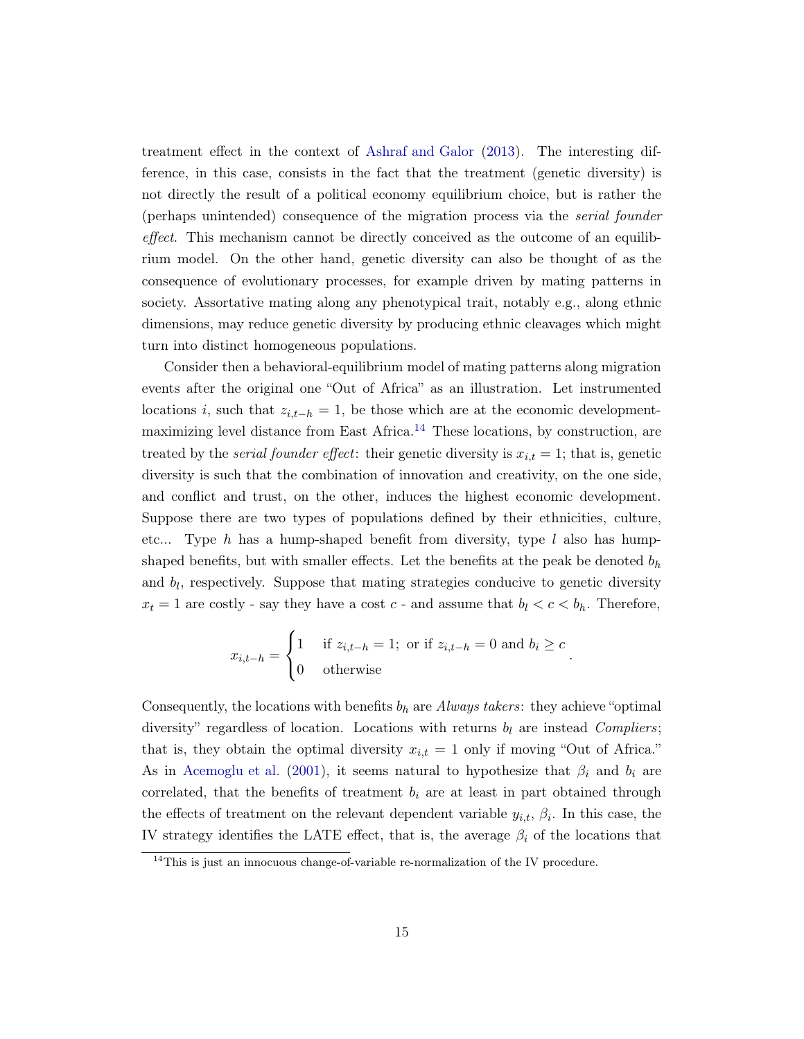treatment effect in the context of Ashraf and Galor (2013). The interesting difference, in this case, consists in the fact that the treatment (genetic diversity) is not directly the result of a political economy equilibrium choice, but is rather the (perhaps unintended) consequence of the migration process via the *serial founder effect*. This mechanism cannot be directly conceived as the outcome of an equilibrium model. On the other hand, genetic diversity can also be thought of as the consequence of evolutionary processes, for example driven by mating patterns in society. Assortative mating along any phenotypical trait, notably e.g., along ethnic dimensions, may reduce genetic diversity by producing ethnic cleavages which might turn into distinct homogeneous populations.

Consider then a behavioral-equilibrium model of mating patterns along migration events after the original one "Out of Africa" as an illustration. Let instrumented locations $i$, such that $z_{i,t-h} = 1$, be those which are at the economic development-maximizing level distance from East Africa.[14] These locations, by construction, are treated by the *serial founder effect*: their genetic diversity is $x_{i,t} = 1$; that is, genetic diversity is such that the combination of innovation and creativity, on the one side, and conflict and trust, on the other, induces the highest economic development. Suppose there are two types of populations defined by their ethnicities, culture, etc... Type $h$ has a hump-shaped benefit from diversity, type $l$ also has hump-shaped benefits, but with smaller effects. Let the benefits at the peak be denoted $b_h$ and $b_l$, respectively. Suppose that mating strategies conducive to genetic diversity $x_t = 1$ are costly - say they have a cost $c$ - and assume that $b_l < c < b_h$. Therefore,

$$x_{i,t-h} = \begin{cases} 1 & \text{if } z_{i,t-h} = 1; \text{ or if } z_{i,t-h} = 0 \text{ and } b_i \geq c \\ 0 & \text{otherwise} \end{cases}.$$

Consequently, the locations with benefits $b_h$ are *Always takers*: they achieve "optimal diversity" regardless of location. Locations with returns $b_l$ are instead *Compliers*; that is, they obtain the optimal diversity $x_{i,t} = 1$ only if moving "Out of Africa." As in Acemoglu et al. (2001), it seems natural to hypothesize that $\beta_i$ and $b_i$ are correlated, that the benefits of treatment $b_i$ are at least in part obtained through the effects of treatment on the relevant dependent variable $y_{i,t}$, $\beta_i$. In this case, the IV strategy identifies the LATE effect, that is, the average $\beta_i$ of the locations that

[14] This is just an innocuous change-of-variable re-normalization of the IV procedure.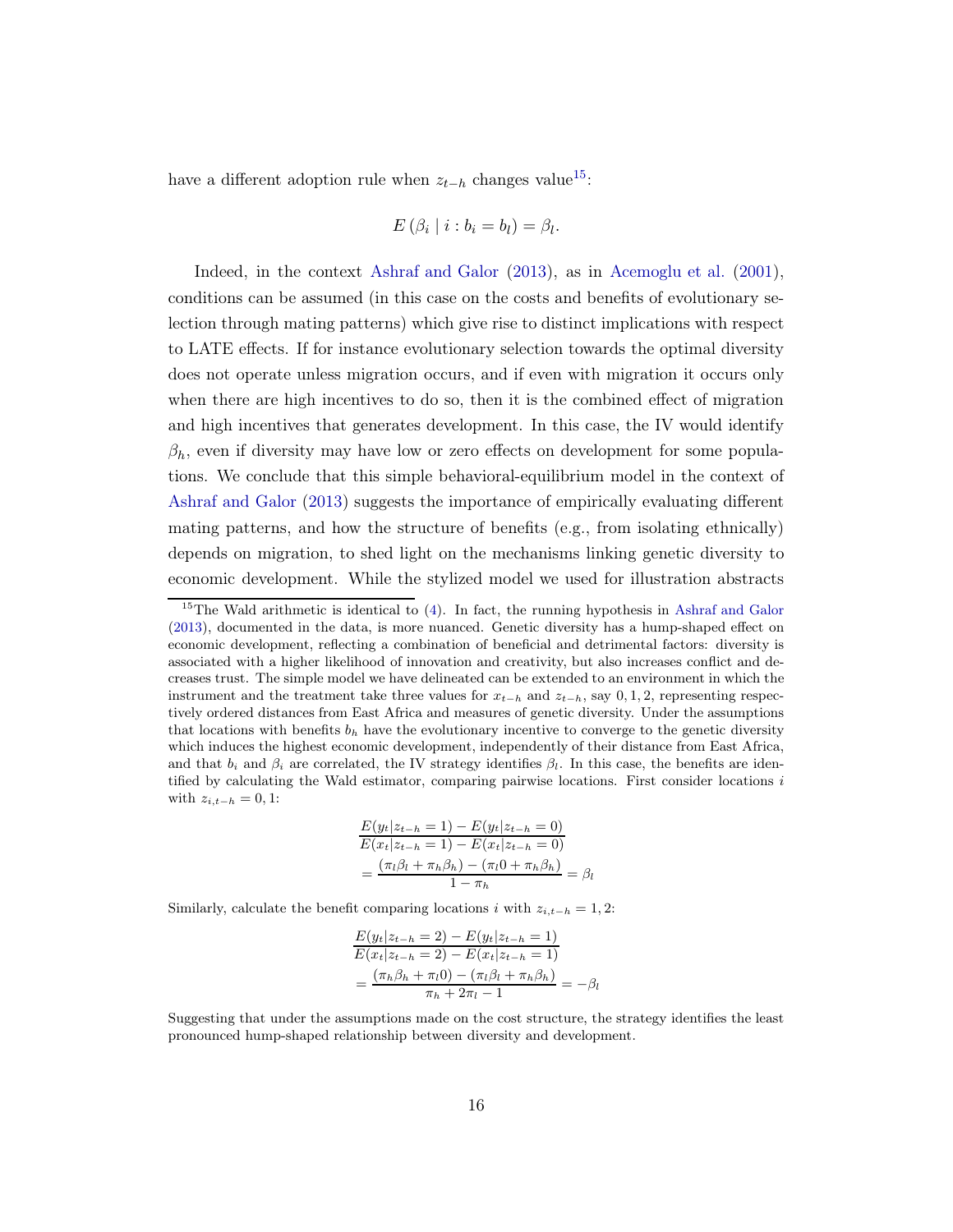have a different adoption rule when $z_{t-h}$ changes value[15]:

$$E\left(\beta_i \mid i : b_i = b_l\right) = \beta_l.$$

Indeed, in the context Ashraf and Galor (2013), as in Acemoglu et al. (2001), conditions can be assumed (in this case on the costs and benefits of evolutionary selection through mating patterns) which give rise to distinct implications with respect to LATE effects. If for instance evolutionary selection towards the optimal diversity does not operate unless migration occurs, and if even with migration it occurs only when there are high incentives to do so, then it is the combined effect of migration and high incentives that generates development. In this case, the IV would identify $\beta_h$, even if diversity may have low or zero effects on development for some populations. We conclude that this simple behavioral-equilibrium model in the context of Ashraf and Galor (2013) suggests the importance of empirically evaluating different mating patterns, and how the structure of benefits (e.g., from isolating ethnically) depends on migration, to shed light on the mechanisms linking genetic diversity to economic development. While the stylized model we used for illustration abstracts

[15] The Wald arithmetic is identical to (4). In fact, the running hypothesis in Ashraf and Galor (2013), documented in the data, is more nuanced. Genetic diversity has a hump-shaped effect on economic development, reflecting a combination of beneficial and detrimental factors: diversity is associated with a higher likelihood of innovation and creativity, but also increases conflict and decreases trust. The simple model we have delineated can be extended to an environment in which the instrument and the treatment take three values for $x_{t-h}$ and $z_{t-h}$, say $0, 1, 2$, representing respectively ordered distances from East Africa and measures of genetic diversity. Under the assumptions that locations with benefits $b_h$ have the evolutionary incentive to converge to the genetic diversity which induces the highest economic development, independently of their distance from East Africa, and that $b_i$ and $\beta_i$ are correlated, the IV strategy identifies $\beta_l$. In this case, the benefits are identified by calculating the Wald estimator, comparing pairwise locations. First consider locations $i$ with $z_{i,t-h} = 0, 1$:

$$\begin{aligned}
&\frac{E(y_t|z_{t-h}=1) - E(y_t|z_{t-h}=0)}{E(x_t|z_{t-h}=1) - E(x_t|z_{t-h}=0)} \\
&= \frac{(\pi_l \beta_l + \pi_h \beta_h) - (\pi_l 0 + \pi_h \beta_h)}{1 - \pi_h} = \beta_l
\end{aligned}$$

Similarly, calculate the benefit comparing locations $i$ with $z_{i,t-h} = 1, 2$:

$$\begin{aligned}
&\frac{E(y_t|z_{t-h}=2) - E(y_t|z_{t-h}=1)}{E(x_t|z_{t-h}=2) - E(x_t|z_{t-h}=1)} \\
&= \frac{(\pi_h \beta_h + \pi_l 0) - (\pi_l \beta_l + \pi_h \beta_h)}{\pi_h + 2\pi_l - 1} = -\beta_l
\end{aligned}$$

Suggesting that under the assumptions made on the cost structure, the strategy identifies the least pronounced hump-shaped relationship between diversity and development.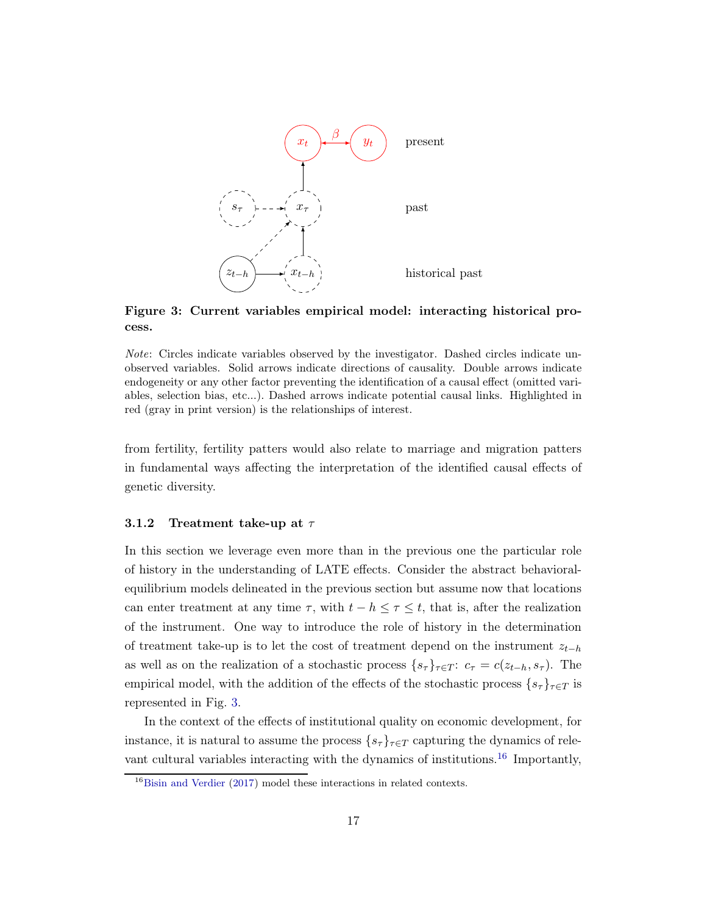**Figure 3: Current variables empirical model: interacting historical process.**

*Note*: Circles indicate variables observed by the investigator. Dashed circles indicate unobserved variables. Solid arrows indicate directions of causality. Double arrows indicate endogeneity or any other factor preventing the identification of a causal effect (omitted variables, selection bias, etc...). Dashed arrows indicate potential causal links. Highlighted in red (gray in print version) is the relationships of interest.

from fertility, fertility patters would also relate to marriage and migration patters in fundamental ways affecting the interpretation of the identified causal effects of genetic diversity.

### 3.1.2 Treatment take-up at $\tau$

In this section we leverage even more than in the previous one the particular role of history in the understanding of LATE effects. Consider the abstract behavioral-equilibrium models delineated in the previous section but assume now that locations can enter treatment at any time $\tau$, with $t - h \leq \tau \leq t$, that is, after the realization of the instrument. One way to introduce the role of history in the determination of treatment take-up is to let the cost of treatment depend on the instrument $z_{t-h}$ as well as on the realization of a stochastic process $\{s_\tau\}_{\tau \in T}$: $c_\tau = c(z_{t-h}, s_\tau)$. The empirical model, with the addition of the effects of the stochastic process $\{s_\tau\}_{\tau \in T}$ is represented in Fig. 3.

In the context of the effects of institutional quality on economic development, for instance, it is natural to assume the process $\{s_\tau\}_{\tau \in T}$ capturing the dynamics of relevant cultural variables interacting with the dynamics of institutions.[16] Importantly,

[16] Bisin and Verdier (2017) model these interactions in related contexts.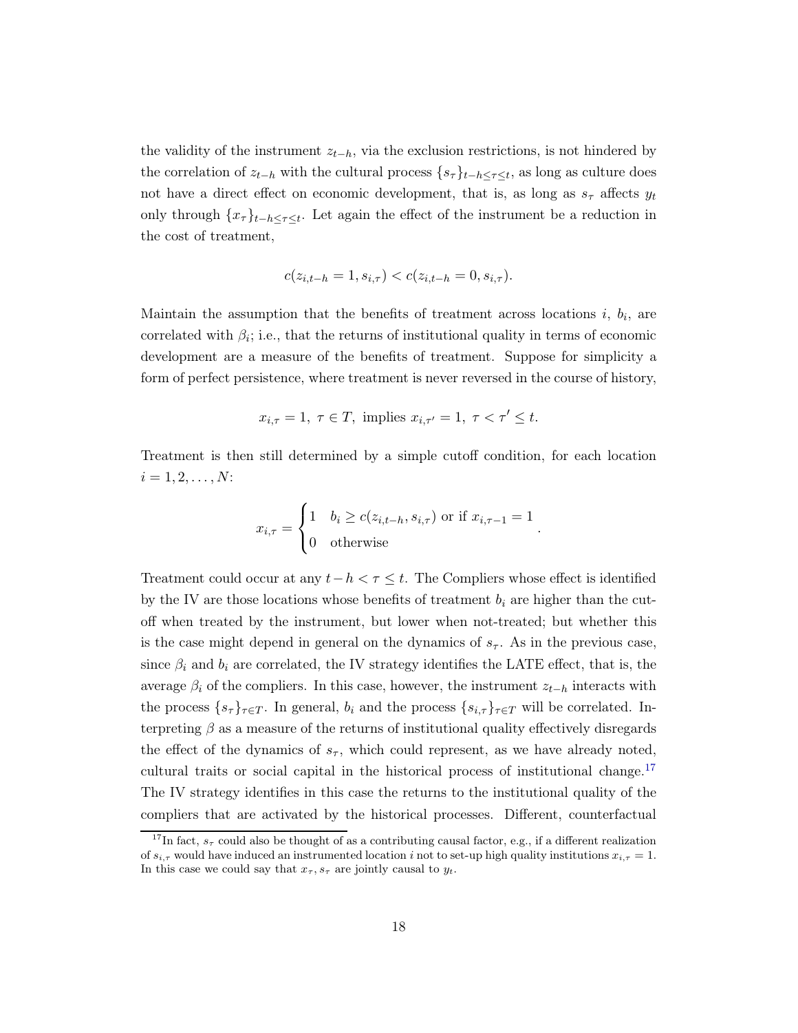the validity of the instrument $z_{t-h}$, via the exclusion restrictions, is not hindered by the correlation of $z_{t-h}$ with the cultural process $\{s_\tau\}_{t-h \leq \tau \leq t}$, as long as culture does not have a direct effect on economic development, that is, as long as $s_\tau$ affects $y_t$ only through $\{x_\tau\}_{t-h \leq \tau \leq t}$. Let again the effect of the instrument be a reduction in the cost of treatment,

$$c(z_{i,t-h} = 1, s_{i,\tau}) < c(z_{i,t-h} = 0, s_{i,\tau}).$$

Maintain the assumption that the benefits of treatment across locations $i$, $b_i$, are correlated with $\beta_i$; i.e., that the returns of institutional quality in terms of economic development are a measure of the benefits of treatment. Suppose for simplicity a form of perfect persistence, where treatment is never reversed in the course of history,

$$x_{i,\tau} = 1, \ \tau \in T, \text{ implies } x_{i,\tau'} = 1, \ \tau < \tau' \leq t.$$

Treatment is then still determined by a simple cutoff condition, for each location $i = 1, 2, \ldots, N$:

$$x_{i,\tau} = \begin{cases} 1 & b_i \geq c(z_{i,t-h}, s_{i,\tau}) \text{ or if } x_{i,\tau-1} = 1 \\ 0 & \text{otherwise} \end{cases}.$$

Treatment could occur at any $t-h < \tau \leq t$. The Compliers whose effect is identified by the IV are those locations whose benefits of treatment $b_i$ are higher than the cutoff when treated by the instrument, but lower when not-treated; but whether this is the case might depend in general on the dynamics of $s_\tau$. As in the previous case, since $\beta_i$ and $b_i$ are correlated, the IV strategy identifies the LATE effect, that is, the average $\beta_i$ of the compliers. In this case, however, the instrument $z_{t-h}$ interacts with the process $\{s_\tau\}_{\tau \in T}$. In general, $b_i$ and the process $\{s_{i,\tau}\}_{\tau \in T}$ will be correlated. Interpreting $\beta$ as a measure of the returns of institutional quality effectively disregards the effect of the dynamics of $s_\tau$, which could represent, as we have already noted, cultural traits or social capital in the historical process of institutional change.[17] The IV strategy identifies in this case the returns to the institutional quality of the compliers that are activated by the historical processes. Different, counterfactual

[17] In fact, $s_\tau$ could also be thought of as a contributing causal factor, e.g., if a different realization of $s_{i,\tau}$ would have induced an instrumented location $i$ not to set-up high quality institutions $x_{i,\tau} = 1$. In this case we could say that $x_\tau, s_\tau$ are jointly causal to $y_t$.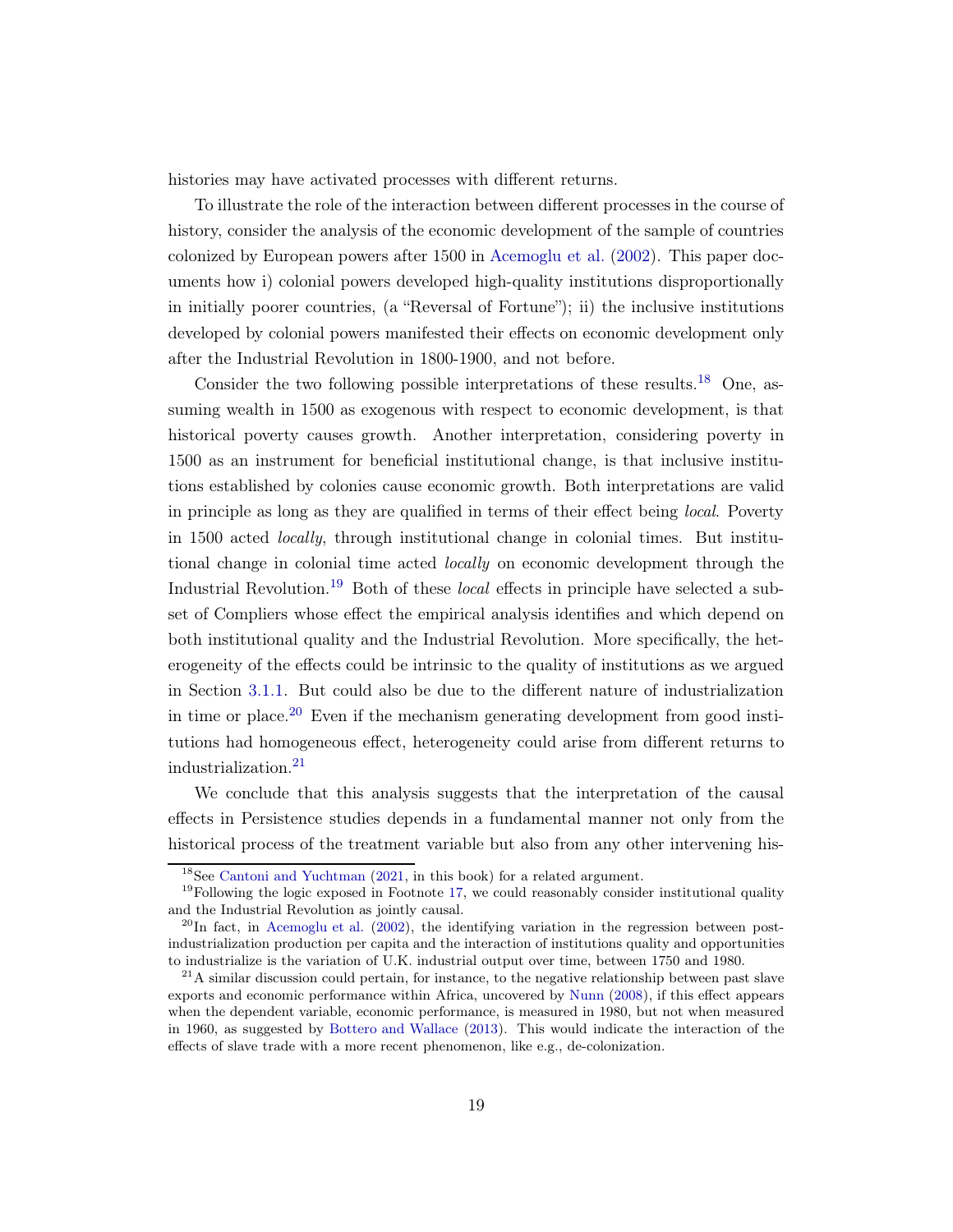histories may have activated processes with different returns.

To illustrate the role of the interaction between different processes in the course of history, consider the analysis of the economic development of the sample of countries colonized by European powers after 1500 in Acemoglu et al. (2002). This paper documents how i) colonial powers developed high-quality institutions disproportionally in initially poorer countries, (a "Reversal of Fortune"); ii) the inclusive institutions developed by colonial powers manifested their effects on economic development only after the Industrial Revolution in 1800-1900, and not before.

Consider the two following possible interpretations of these results.[18] One, assuming wealth in 1500 as exogenous with respect to economic development, is that historical poverty causes growth. Another interpretation, considering poverty in 1500 as an instrument for beneficial institutional change, is that inclusive institutions established by colonies cause economic growth. Both interpretations are valid in principle as long as they are qualified in terms of their effect being *local*. Poverty in 1500 acted *locally*, through institutional change in colonial times. But institutional change in colonial time acted *locally* on economic development through the Industrial Revolution.[19] Both of these *local* effects in principle have selected a subset of Compliers whose effect the empirical analysis identifies and which depend on both institutional quality and the Industrial Revolution. More specifically, the heterogeneity of the effects could be intrinsic to the quality of institutions as we argued in Section 3.1.1. But could also be due to the different nature of industrialization in time or place.[20] Even if the mechanism generating development from good institutions had homogeneous effect, heterogeneity could arise from different returns to industrialization.[21]

We conclude that this analysis suggests that the interpretation of the causal effects in Persistence studies depends in a fundamental manner not only from the historical process of the treatment variable but also from any other intervening his-

[18] See Cantoni and Yuchtman (2021, in this book) for a related argument.

[19] Following the logic exposed in Footnote 17, we could reasonably consider institutional quality and the Industrial Revolution as jointly causal.

[20] In fact, in Acemoglu et al. (2002), the identifying variation in the regression between post-industrialization production per capita and the interaction of institutions quality and opportunities to industrialize is the variation of U.K. industrial output over time, between 1750 and 1980.

[21] A similar discussion could pertain, for instance, to the negative relationship between past slave exports and economic performance within Africa, uncovered by Nunn (2008), if this effect appears when the dependent variable, economic performance, is measured in 1980, but not when measured in 1960, as suggested by Bottero and Wallace (2013). This would indicate the interaction of the effects of slave trade with a more recent phenomenon, like e.g., de-colonization.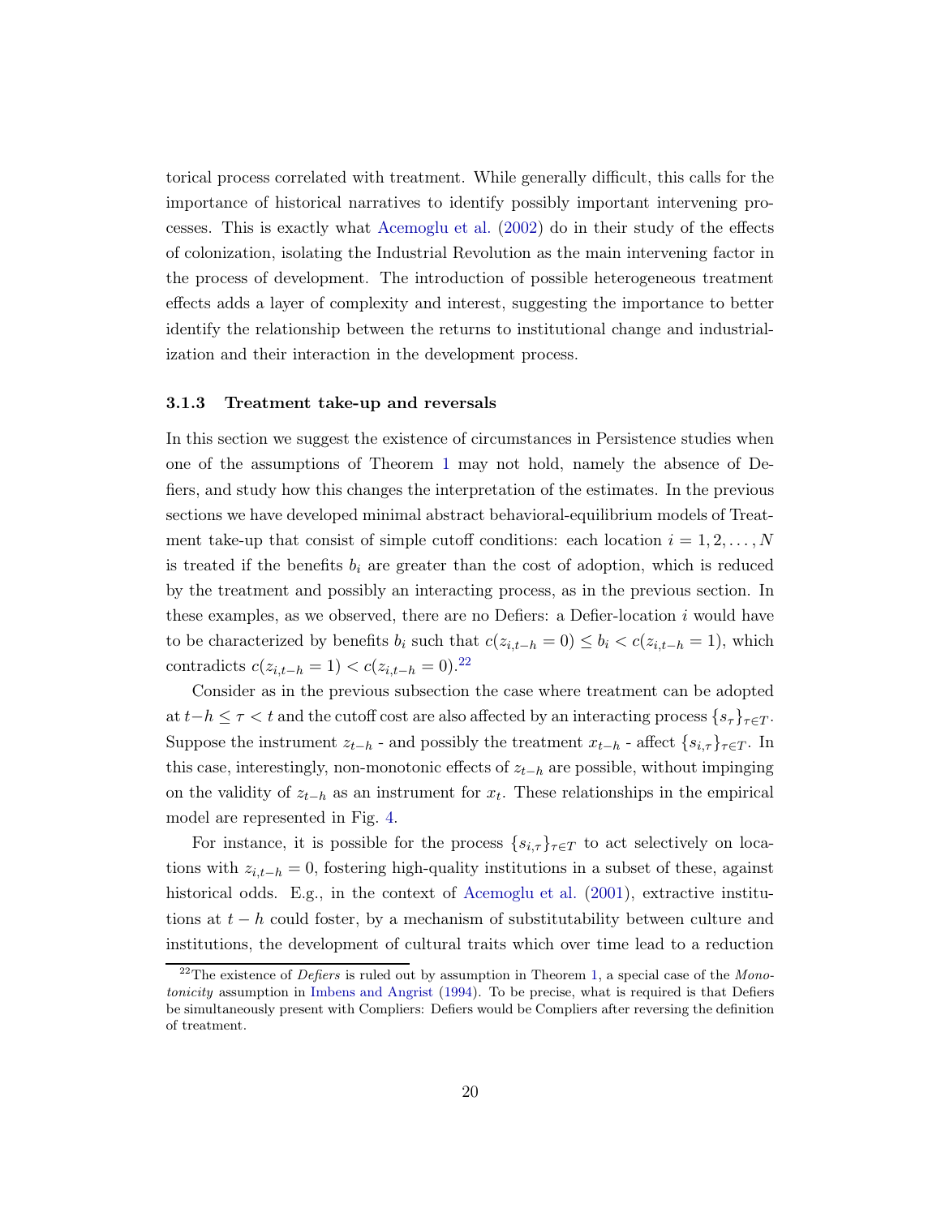torical process correlated with treatment. While generally difficult, this calls for the importance of historical narratives to identify possibly important intervening processes. This is exactly what Acemoglu et al. (2002) do in their study of the effects of colonization, isolating the Industrial Revolution as the main intervening factor in the process of development. The introduction of possible heterogeneous treatment effects adds a layer of complexity and interest, suggesting the importance to better identify the relationship between the returns to institutional change and industrialization and their interaction in the development process.

### 3.1.3 Treatment take-up and reversals

In this section we suggest the existence of circumstances in Persistence studies when one of the assumptions of Theorem 1 may not hold, namely the absence of Defiers, and study how this changes the interpretation of the estimates. In the previous sections we have developed minimal abstract behavioral-equilibrium models of Treatment take-up that consist of simple cutoff conditions: each location $i = 1, 2, \ldots, N$ is treated if the benefits $b_i$ are greater than the cost of adoption, which is reduced by the treatment and possibly an interacting process, as in the previous section. In these examples, as we observed, there are no Defiers: a Defier-location $i$ would have to be characterized by benefits $b_i$ such that $c(z_{i,t-h} = 0) \leq b_i < c(z_{i,t-h} = 1)$, which contradicts $c(z_{i,t-h} = 1) < c(z_{i,t-h} = 0)$.[22]

Consider as in the previous subsection the case where treatment can be adopted at $t-h \leq \tau < t$ and the cutoff cost are also affected by an interacting process $\{s_\tau\}_{\tau \in T}$. Suppose the instrument $z_{t-h}$ - and possibly the treatment $x_{t-h}$ - affect $\{s_{i,\tau}\}_{\tau \in T}$. In this case, interestingly, non-monotonic effects of $z_{t-h}$ are possible, without impinging on the validity of $z_{t-h}$ as an instrument for $x_t$. These relationships in the empirical model are represented in Fig. 4.

For instance, it is possible for the process $\{s_{i,\tau}\}_{\tau \in T}$ to act selectively on locations with $z_{i,t-h} = 0$, fostering high-quality institutions in a subset of these, against historical odds. E.g., in the context of Acemoglu et al. (2001), extractive institutions at $t - h$ could foster, by a mechanism of substitutability between culture and institutions, the development of cultural traits which over time lead to a reduction

[22] The existence of *Defiers* is ruled out by assumption in Theorem 1, a special case of the *Monotonicity* assumption in Imbens and Angrist (1994). To be precise, what is required is that Defiers be simultaneously present with Compliers: Defiers would be Compliers after reversing the definition of treatment.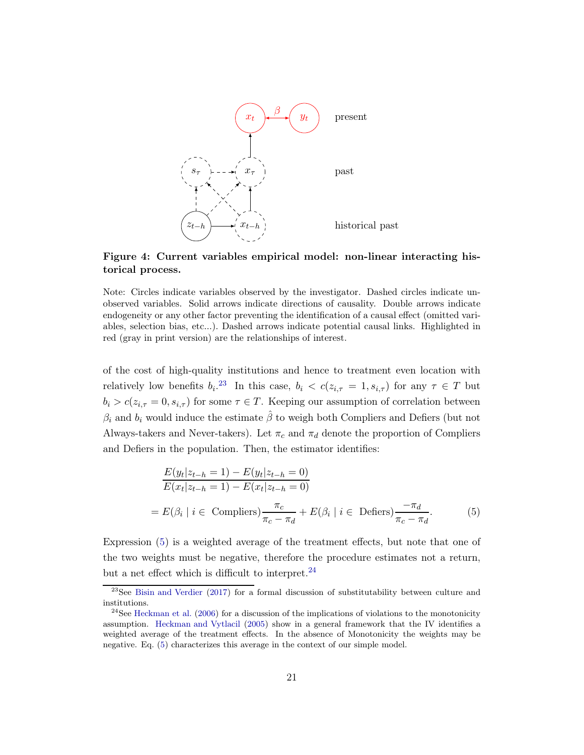**Figure 4: Current variables empirical model: non-linear interacting historical process.**

Note: Circles indicate variables observed by the investigator. Dashed circles indicate unobserved variables. Solid arrows indicate directions of causality. Double arrows indicate endogeneity or any other factor preventing the identification of a causal effect (omitted variables, selection bias, etc...). Dashed arrows indicate potential causal links. Highlighted in red (gray in print version) are the relationships of interest.

of the cost of high-quality institutions and hence to treatment even location with relatively low benefits $b_i$.[23] In this case, $b_i < c(z_{i,\tau} = 1, s_{i,\tau})$ for any $\tau \in T$ but $b_i > c(z_{i,\tau} = 0, s_{i,\tau})$ for some $\tau \in T$. Keeping our assumption of correlation between $\beta_i$ and $b_i$ would induce the estimate $\hat{\beta}$ to weigh both Compliers and Defiers (but not Always-takers and Never-takers). Let $\pi_c$ and $\pi_d$ denote the proportion of Compliers and Defiers in the population. Then, the estimator identifies:

$$
\begin{aligned}
&\frac{E(y_t|z_{t-h} = 1) - E(y_t|z_{t-h} = 0)}{E(x_t|z_{t-h} = 1) - E(x_t|z_{t-h} = 0)} \\
&= E(\beta_i \mid i \in \text{ Compliers})\frac{\pi_c}{\pi_c - \pi_d} + E(\beta_i \mid i \in \text{ Defiers})\frac{-\pi_d}{\pi_c - \pi_d}. \qquad (5)
\end{aligned}
$$

Expression (5) is a weighted average of the treatment effects, but note that one of the two weights must be negative, therefore the procedure estimates not a return, but a net effect which is difficult to interpret.[24]

[23] See Bisin and Verdier (2017) for a formal discussion of substitutability between culture and institutions.

[24] See Heckman et al. (2006) for a discussion of the implications of violations to the monotonicity assumption. Heckman and Vytlacil (2005) show in a general framework that the IV identifies a weighted average of the treatment effects. In the absence of Monotonicity the weights may be negative. Eq. (5) characterizes this average in the context of our simple model.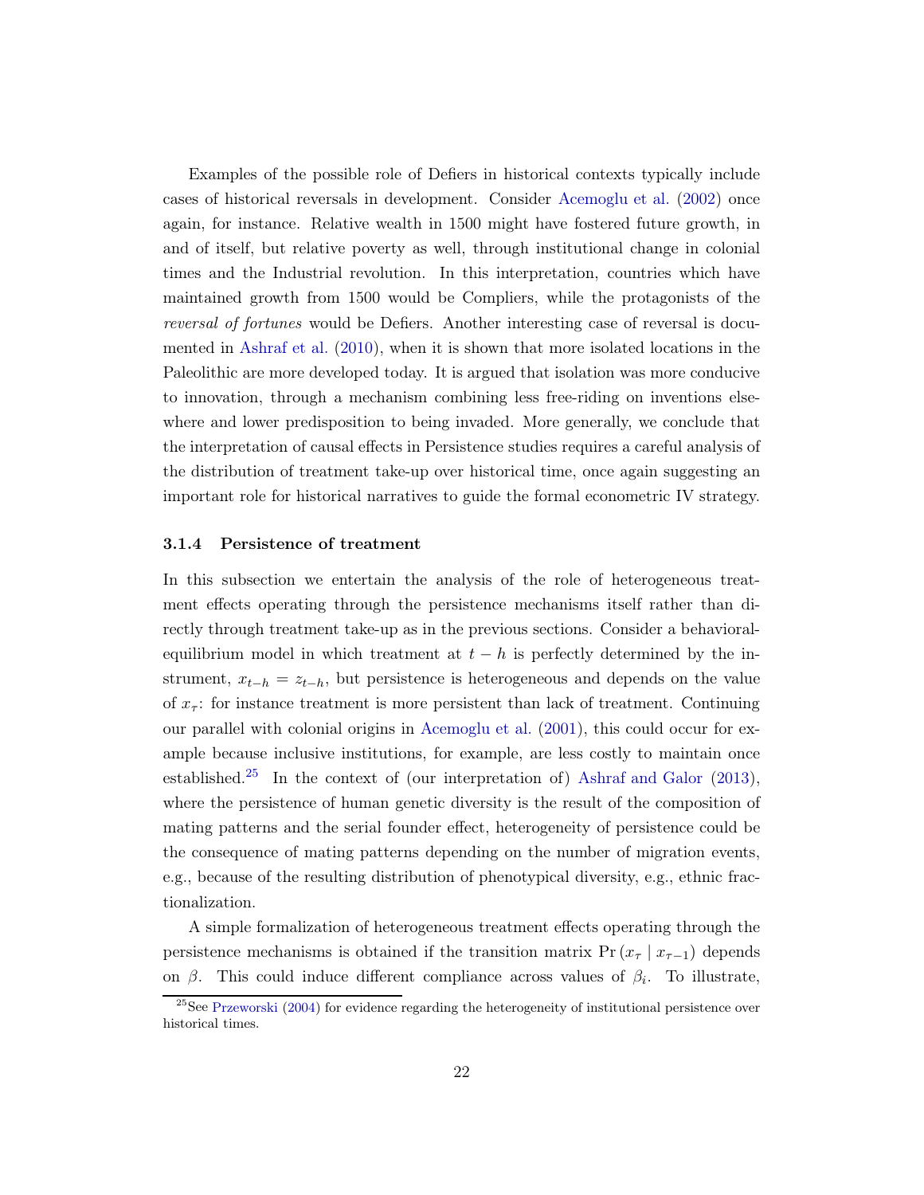Examples of the possible role of Defiers in historical contexts typically include cases of historical reversals in development. Consider Acemoglu et al. (2002) once again, for instance. Relative wealth in 1500 might have fostered future growth, in and of itself, but relative poverty as well, through institutional change in colonial times and the Industrial revolution. In this interpretation, countries which have maintained growth from 1500 would be Compliers, while the protagonists of the *reversal of fortunes* would be Defiers. Another interesting case of reversal is documented in Ashraf et al. (2010), when it is shown that more isolated locations in the Paleolithic are more developed today. It is argued that isolation was more conducive to innovation, through a mechanism combining less free-riding on inventions elsewhere and lower predisposition to being invaded. More generally, we conclude that the interpretation of causal effects in Persistence studies requires a careful analysis of the distribution of treatment take-up over historical time, once again suggesting an important role for historical narratives to guide the formal econometric IV strategy.

### 3.1.4 Persistence of treatment

In this subsection we entertain the analysis of the role of heterogeneous treatment effects operating through the persistence mechanisms itself rather than directly through treatment take-up as in the previous sections. Consider a behavioral-equilibrium model in which treatment at $t-h$ is perfectly determined by the instrument, $x_{t-h} = z_{t-h}$, but persistence is heterogeneous and depends on the value of $x_\tau$: for instance treatment is more persistent than lack of treatment. Continuing our parallel with colonial origins in Acemoglu et al. (2001), this could occur for example because inclusive institutions, for example, are less costly to maintain once established.[25] In the context of (our interpretation of) Ashraf and Galor (2013), where the persistence of human genetic diversity is the result of the composition of mating patterns and the serial founder effect, heterogeneity of persistence could be the consequence of mating patterns depending on the number of migration events, e.g., because of the resulting distribution of phenotypical diversity, e.g., ethnic fractionalization.

A simple formalization of heterogeneous treatment effects operating through the persistence mechanisms is obtained if the transition matrix $\Pr(x_\tau \mid x_{\tau-1})$ depends on $\beta$. This could induce different compliance across values of $\beta_i$. To illustrate,

[25] See Przeworski (2004) for evidence regarding the heterogeneity of institutional persistence over historical times.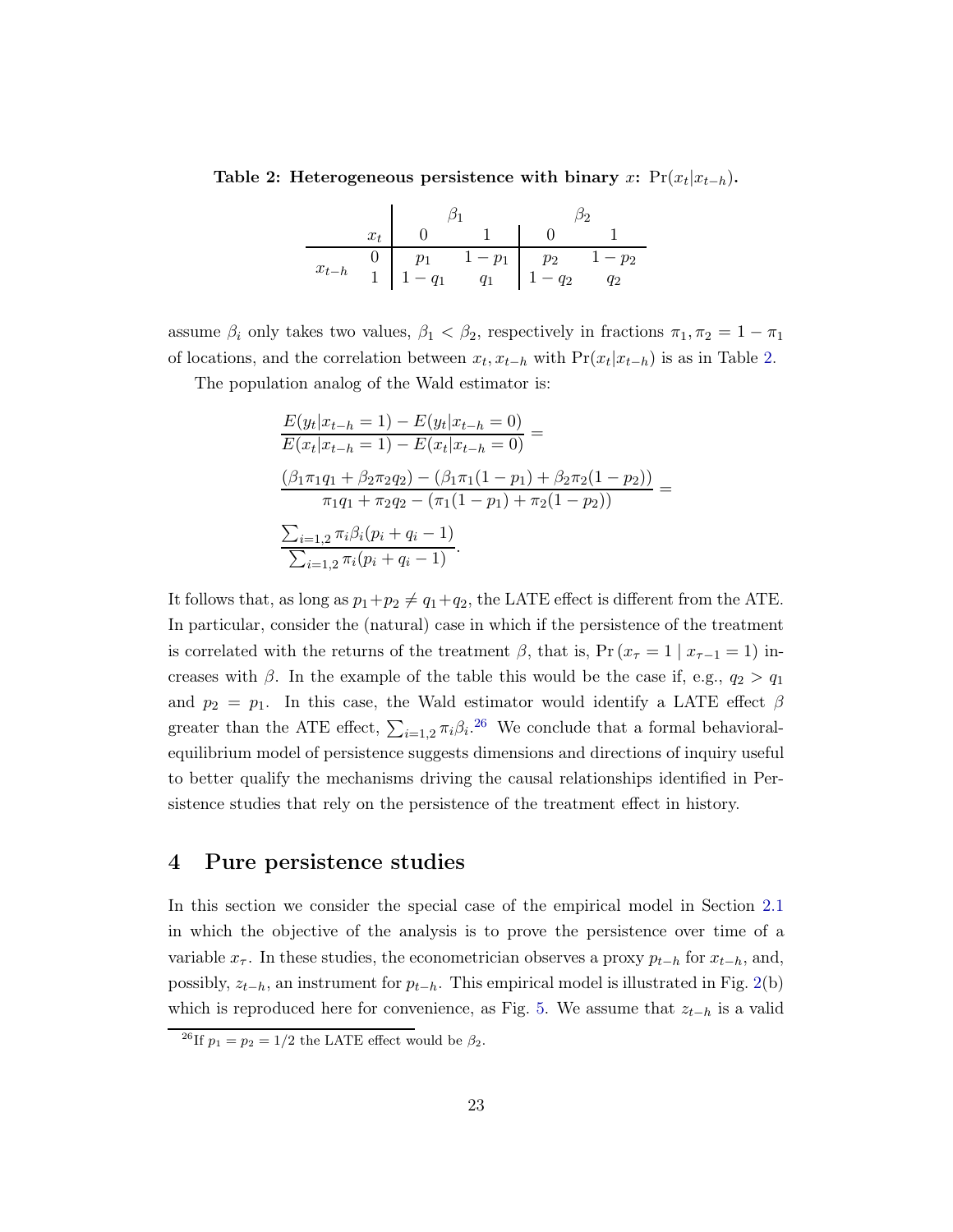**Table 2: Heterogeneous persistence with binary $x$: $\Pr(x_t|x_{t-h})$.**

| | | $\beta_1$ | | $\beta_2$ | |
|---|---|---|---|---|---|
| | $x_t$ | 0 | 1 | 0 | 1 |
| $x_{t-h}$ | 0 | $p_1$ | $1-p_1$ | $p_2$ | $1-p_2$ |
| | 1 | $1-q_1$ | $q_1$ | $1-q_2$ | $q_2$ |

assume $\beta_i$ only takes two values, $\beta_1 < \beta_2$, respectively in fractions $\pi_1, \pi_2 = 1 - \pi_1$ of locations, and the correlation between $x_t, x_{t-h}$ with $\Pr(x_t|x_{t-h})$ is as in Table 2.

The population analog of the Wald estimator is:

$$
\frac{E(y_t|x_{t-h}=1) - E(y_t|x_{t-h}=0)}{E(x_t|x_{t-h}=1) - E(x_t|x_{t-h}=0)} =
$$

$$
\frac{(\beta_1\pi_1 q_1 + \beta_2\pi_2 q_2) - (\beta_1\pi_1(1-p_1) + \beta_2\pi_2(1-p_2))}{\pi_1 q_1 + \pi_2 q_2 - (\pi_1(1-p_1) + \pi_2(1-p_2))} =
$$

$$
\frac{\sum_{i=1,2}\pi_i\beta_i(p_i+q_i-1)}{\sum_{i=1,2}\pi_i(p_i+q_i-1)}.
$$

It follows that, as long as $p_1+p_2 \neq q_1+q_2$, the LATE effect is different from the ATE. In particular, consider the (natural) case in which if the persistence of the treatment is correlated with the returns of the treatment $\beta$, that is, $\Pr(x_\tau = 1 \mid x_{\tau-1} = 1)$ increases with $\beta$. In the example of the table this would be the case if, e.g., $q_2 > q_1$ and $p_2 = p_1$. In this case, the Wald estimator would identify a LATE effect $\beta$ greater than the ATE effect, $\sum_{i=1,2}\pi_i\beta_i$.[26] We conclude that a formal behavioral-equilibrium model of persistence suggests dimensions and directions of inquiry useful to better qualify the mechanisms driving the causal relationships identified in Persistence studies that rely on the persistence of the treatment effect in history.

## 4 Pure persistence studies

In this section we consider the special case of the empirical model in Section 2.1 in which the objective of the analysis is to prove the persistence over time of a variable $x_\tau$. In these studies, the econometrician observes a proxy $p_{t-h}$ for $x_{t-h}$, and, possibly, $z_{t-h}$, an instrument for $p_{t-h}$. This empirical model is illustrated in Fig. 2(b) which is reproduced here for convenience, as Fig. 5. We assume that $z_{t-h}$ is a valid

[26] If $p_1 = p_2 = 1/2$ the LATE effect would be $\beta_2$.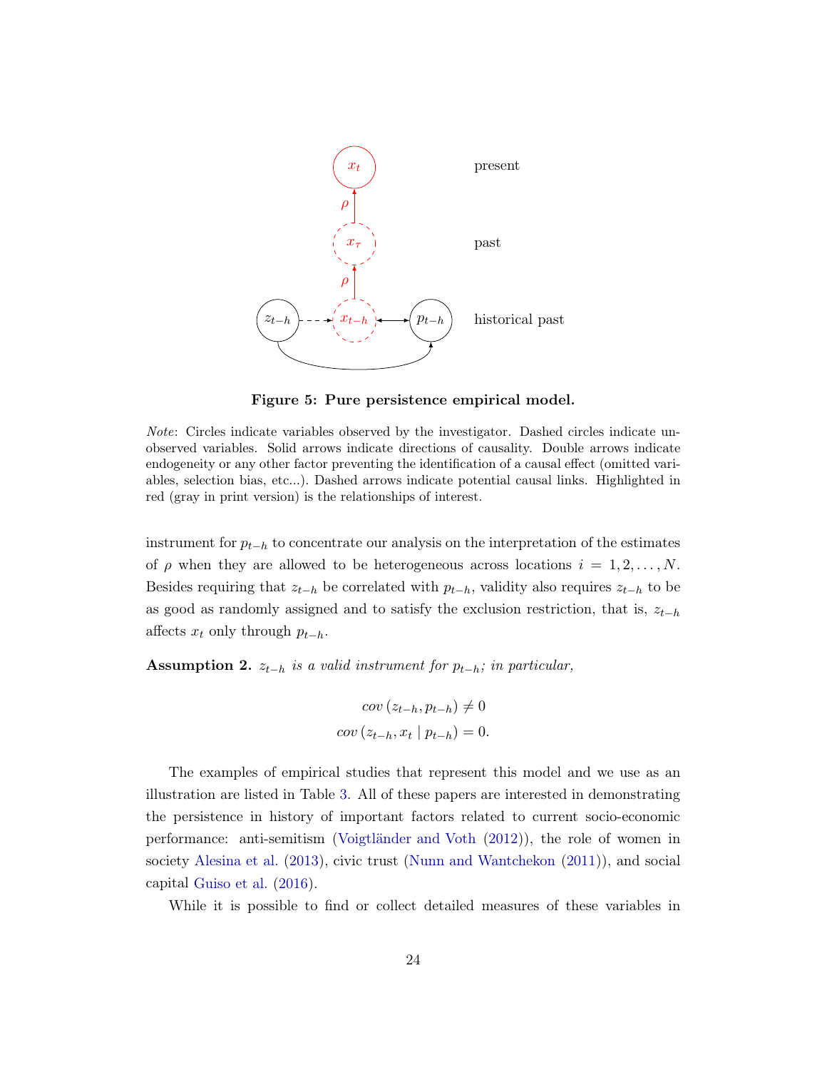**Figure 5: Pure persistence empirical model.**

*Note*: Circles indicate variables observed by the investigator. Dashed circles indicate unobserved variables. Solid arrows indicate directions of causality. Double arrows indicate endogeneity or any other factor preventing the identification of a causal effect (omitted variables, selection bias, etc...). Dashed arrows indicate potential causal links. Highlighted in red (gray in print version) is the relationships of interest.

instrument for $p_{t-h}$ to concentrate our analysis on the interpretation of the estimates of $\rho$ when they are allowed to be heterogeneous across locations $i = 1, 2, \ldots, N$. Besides requiring that $z_{t-h}$ be correlated with $p_{t-h}$, validity also requires $z_{t-h}$ to be as good as randomly assigned and to satisfy the exclusion restriction, that is, $z_{t-h}$ affects $x_t$ only through $p_{t-h}$.

**Assumption 2.** *$z_{t-h}$ is a valid instrument for $p_{t-h}$; in particular,*

$$cov\,(z_{t-h}, p_{t-h}) \neq 0$$
$$cov\,(z_{t-h}, x_t \mid p_{t-h}) = 0.$$

The examples of empirical studies that represent this model and we use as an illustration are listed in Table 3. All of these papers are interested in demonstrating the persistence in history of important factors related to current socio-economic performance: anti-semitism (Voigtländer and Voth (2012)), the role of women in society Alesina et al. (2013), civic trust (Nunn and Wantchekon (2011)), and social capital Guiso et al. (2016).

While it is possible to find or collect detailed measures of these variables in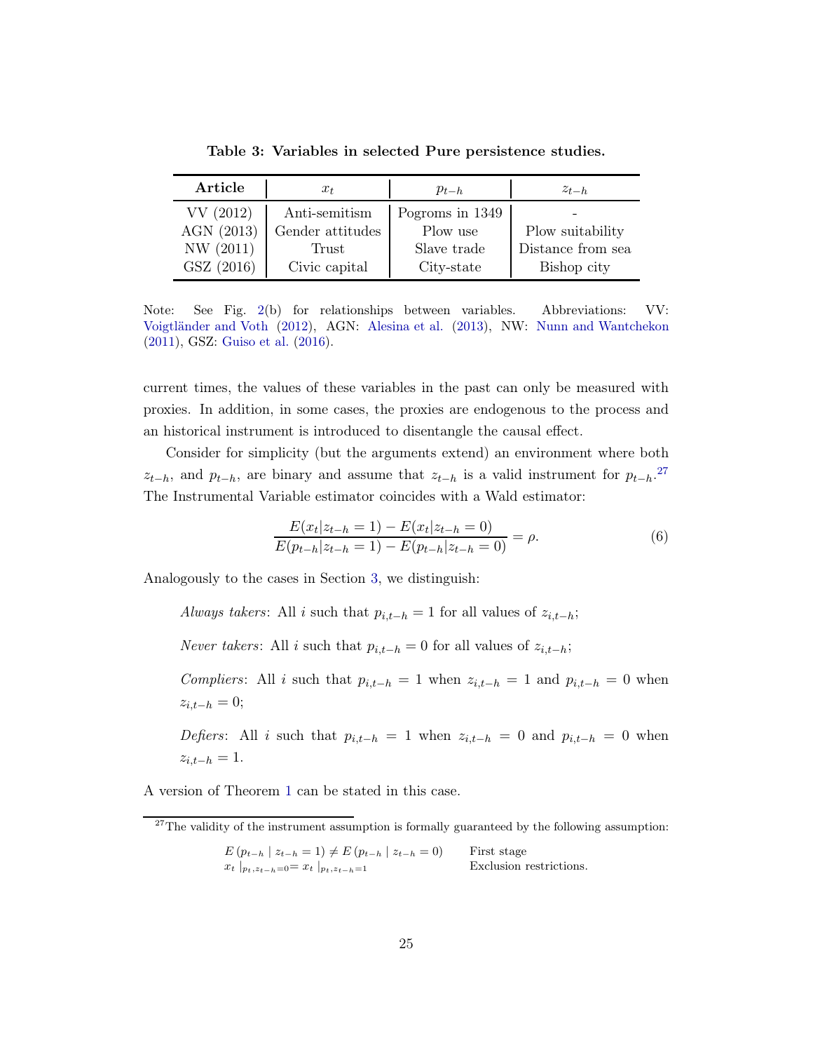**Table 3: Variables in selected Pure persistence studies.**

| Article | $x_t$ | $p_{t-h}$ | $z_{t-h}$ |
|---|---|---|---|
| VV (2012) | Anti-semitism | Pogroms in 1349 | - |
| AGN (2013) | Gender attitudes | Plow use | Plow suitability |
| NW (2011) | Trust | Slave trade | Distance from sea |
| GSZ (2016) | Civic capital | City-state | Bishop city |

Note: See Fig. 2(b) for relationships between variables. Abbreviations: VV: Voigtländer and Voth (2012), AGN: Alesina et al. (2013), NW: Nunn and Wantchekon (2011), GSZ: Guiso et al. (2016).

current times, the values of these variables in the past can only be measured with proxies. In addition, in some cases, the proxies are endogenous to the process and an historical instrument is introduced to disentangle the causal effect.

Consider for simplicity (but the arguments extend) an environment where both $z_{t-h}$, and $p_{t-h}$, are binary and assume that $z_{t-h}$ is a valid instrument for $p_{t-h}$.[27] The Instrumental Variable estimator coincides with a Wald estimator:

$$\frac{E(x_t|z_{t-h}=1) - E(x_t|z_{t-h}=0)}{E(p_{t-h}|z_{t-h}=1) - E(p_{t-h}|z_{t-h}=0)} = \rho. \tag{6}$$

Analogously to the cases in Section 3, we distinguish:

*Always takers*: All $i$ such that $p_{i,t-h} = 1$ for all values of $z_{i,t-h}$;

*Never takers*: All $i$ such that $p_{i,t-h} = 0$ for all values of $z_{i,t-h}$;

*Compliers*: All $i$ such that $p_{i,t-h} = 1$ when $z_{i,t-h} = 1$ and $p_{i,t-h} = 0$ when $z_{i,t-h} = 0$;

*Defiers*: All $i$ such that $p_{i,t-h} = 1$ when $z_{i,t-h} = 0$ and $p_{i,t-h} = 0$ when $z_{i,t-h} = 1$.

A version of Theorem 1 can be stated in this case.

[27] The validity of the instrument assumption is formally guaranteed by the following assumption:

$$E(p_{t-h} \mid z_{t-h}=1) \neq E(p_{t-h} \mid z_{t-h}=0) \qquad \text{First stage}$$
$$x_t \mid_{p_t, z_{t-h}=0} = x_t \mid_{p_t, z_{t-h}=1} \qquad \text{Exclusion restrictions.}$$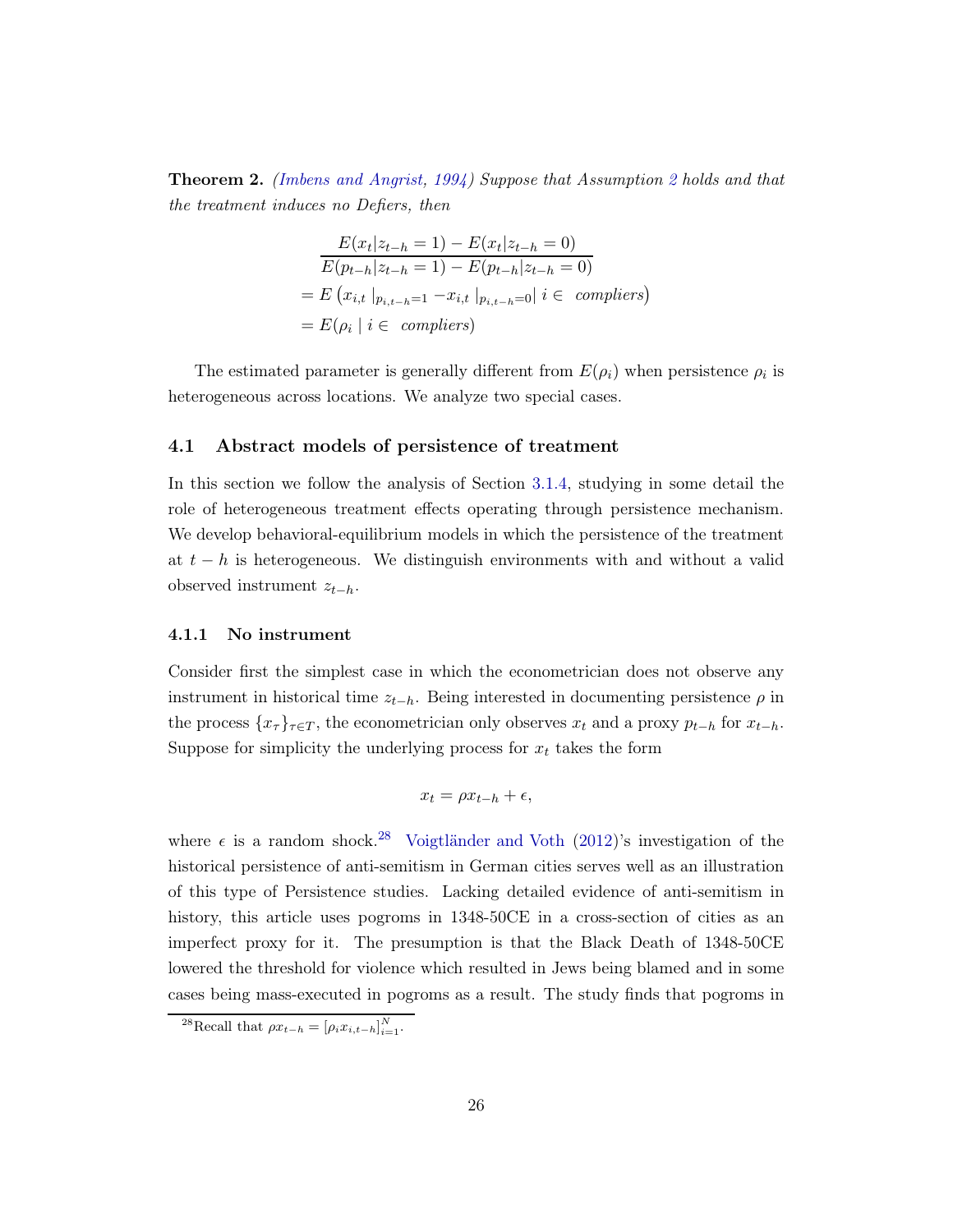**Theorem 2.** *(Imbens and Angrist, 1994) Suppose that Assumption 2 holds and that the treatment induces no Defiers, then*

$$
\begin{aligned}
&\frac{E(x_t|z_{t-h}=1)-E(x_t|z_{t-h}=0)}{E(p_{t-h}|z_{t-h}=1)-E(p_{t-h}|z_{t-h}=0)} \\
&= E\left(x_{i,t}\mid_{p_{i,t-h}=1} - x_{i,t}\mid_{p_{i,t-h}=0} \middle| \, i \in \textit{ compliers}\right) \\
&= E(\rho_i \mid i \in \textit{ compliers})
\end{aligned}
$$

The estimated parameter is generally different from $E(\rho_i)$ when persistence $\rho_i$ is heterogeneous across locations. We analyze two special cases.

## 4.1 Abstract models of persistence of treatment

In this section we follow the analysis of Section 3.1.4, studying in some detail the role of heterogeneous treatment effects operating through persistence mechanism. We develop behavioral-equilibrium models in which the persistence of the treatment at $t-h$ is heterogeneous. We distinguish environments with and without a valid observed instrument $z_{t-h}$.

### 4.1.1 No instrument

Consider first the simplest case in which the econometrician does not observe any instrument in historical time $z_{t-h}$. Being interested in documenting persistence $\rho$ in the process $\{x_\tau\}_{\tau \in T}$, the econometrician only observes $x_t$ and a proxy $p_{t-h}$ for $x_{t-h}$. Suppose for simplicity the underlying process for $x_t$ takes the form

$$
x_t = \rho x_{t-h} + \epsilon,
$$

where $\epsilon$ is a random shock.[28] Voigtländer and Voth (2012)'s investigation of the historical persistence of anti-semitism in German cities serves well as an illustration of this type of Persistence studies. Lacking detailed evidence of anti-semitism in history, this article uses pogroms in 1348-50CE in a cross-section of cities as an imperfect proxy for it. The presumption is that the Black Death of 1348-50CE lowered the threshold for violence which resulted in Jews being blamed and in some cases being mass-executed in pogroms as a result. The study finds that pogroms in

[28] Recall that $\rho x_{t-h} = [\rho_i x_{i,t-h}]_{i=1}^N$.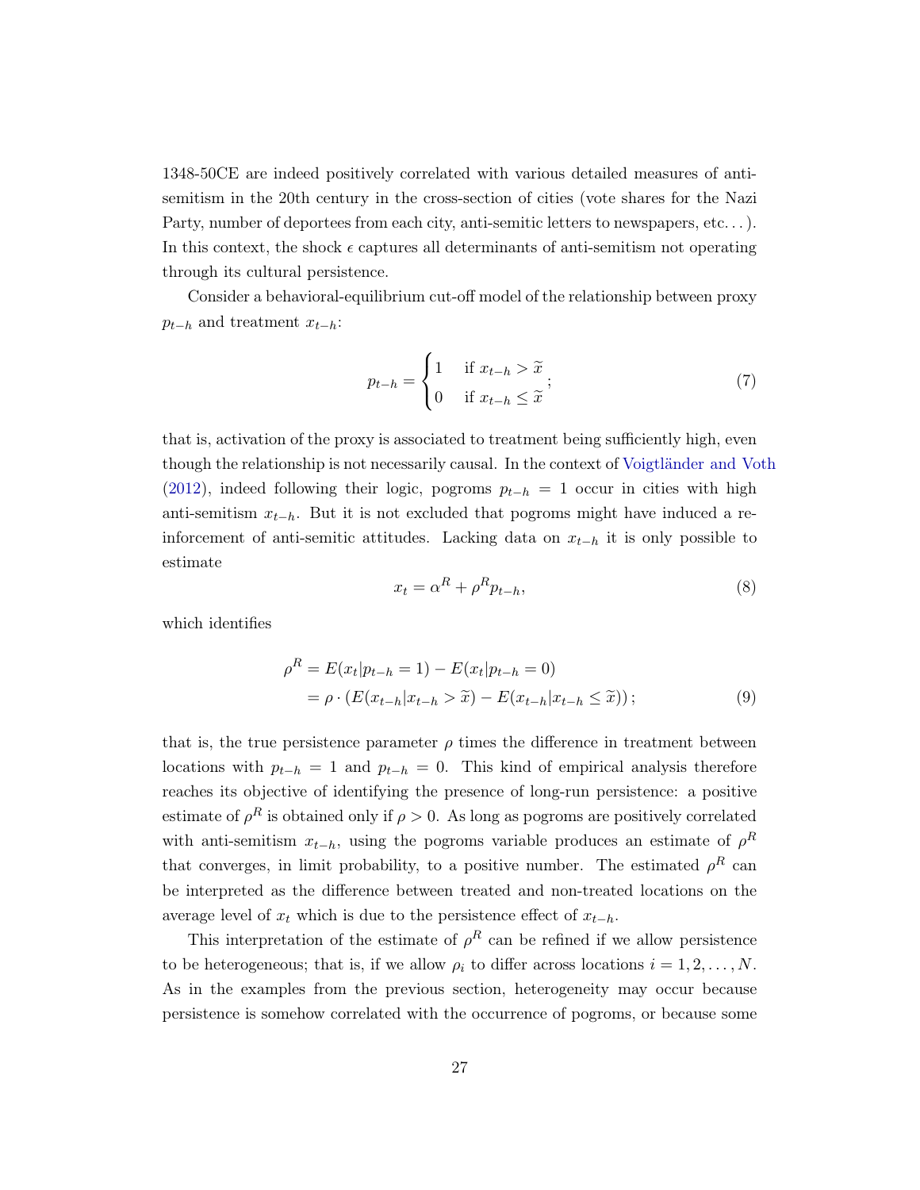1348-50CE are indeed positively correlated with various detailed measures of anti-semitism in the 20th century in the cross-section of cities (vote shares for the Nazi Party, number of deportees from each city, anti-semitic letters to newspapers, etc. . . ). In this context, the shock $\epsilon$ captures all determinants of anti-semitism not operating through its cultural persistence.

Consider a behavioral-equilibrium cut-off model of the relationship between proxy $p_{t-h}$ and treatment $x_{t-h}$:

$$p_{t-h} = \begin{cases} 1 & \text{if } x_{t-h} > \widetilde{x} \\ 0 & \text{if } x_{t-h} \leq \widetilde{x} \end{cases}; \tag{7}$$

that is, activation of the proxy is associated to treatment being sufficiently high, even though the relationship is not necessarily causal. In the context of Voigtländer and Voth (2012), indeed following their logic, pogroms $p_{t-h} = 1$ occur in cities with high anti-semitism $x_{t-h}$. But it is not excluded that pogroms might have induced a re-inforcement of anti-semitic attitudes. Lacking data on $x_{t-h}$ it is only possible to estimate

$$x_t = \alpha^R + \rho^R p_{t-h}, \tag{8}$$

which identifies

$$\begin{aligned} \rho^R &= E(x_t | p_{t-h} = 1) - E(x_t | p_{t-h} = 0) \\ &= \rho \cdot \left( E(x_{t-h} | x_{t-h} > \widetilde{x}) - E(x_{t-h} | x_{t-h} \leq \widetilde{x}) \right); \end{aligned} \tag{9}$$

that is, the true persistence parameter $\rho$ times the difference in treatment between locations with $p_{t-h} = 1$ and $p_{t-h} = 0$. This kind of empirical analysis therefore reaches its objective of identifying the presence of long-run persistence: a positive estimate of $\rho^R$ is obtained only if $\rho > 0$. As long as pogroms are positively correlated with anti-semitism $x_{t-h}$, using the pogroms variable produces an estimate of $\rho^R$ that converges, in limit probability, to a positive number. The estimated $\rho^R$ can be interpreted as the difference between treated and non-treated locations on the average level of $x_t$ which is due to the persistence effect of $x_{t-h}$.

This interpretation of the estimate of $\rho^R$ can be refined if we allow persistence to be heterogeneous; that is, if we allow $\rho_i$ to differ across locations $i = 1, 2, \ldots, N$. As in the examples from the previous section, heterogeneity may occur because persistence is somehow correlated with the occurrence of pogroms, or because some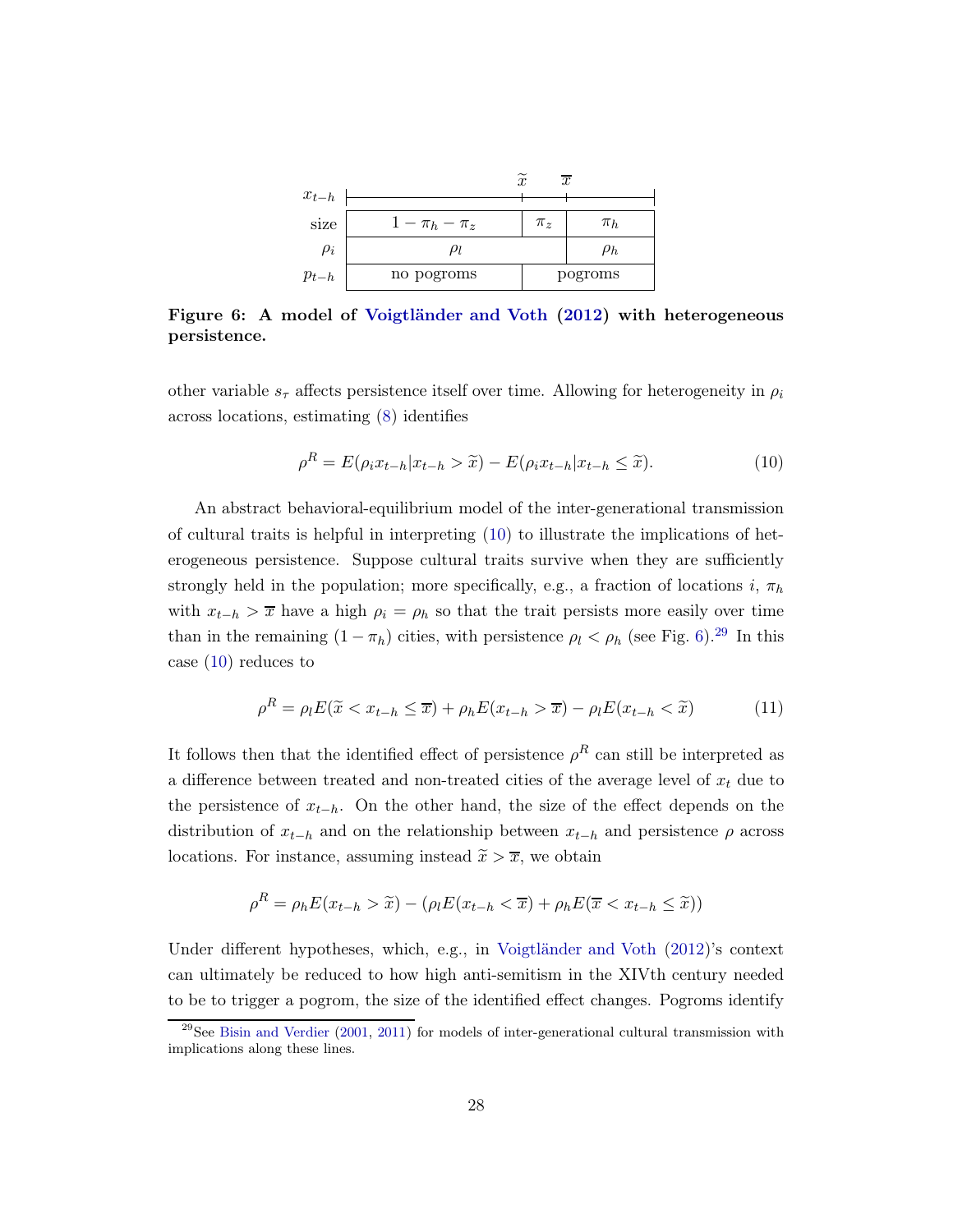| $x_{t-h}$ | | $\widetilde{x}$ | $\overline{x}$ |
|---|---|---|---|
| size | $1-\pi_h-\pi_z$ | $\pi_z$ | $\pi_h$ |
| $\rho_i$ | $\rho_l$ | | $\rho_h$ |
| $p_{t-h}$ | no pogroms | pogroms | |

**Figure 6: A model of Voigtländer and Voth (2012) with heterogeneous persistence.**

other variable $s_\tau$ affects persistence itself over time. Allowing for heterogeneity in $\rho_i$ across locations, estimating (8) identifies

$$\rho^R = E(\rho_i x_{t-h} | x_{t-h} > \widetilde{x}) - E(\rho_i x_{t-h} | x_{t-h} \leq \widetilde{x}). \tag{10}$$

An abstract behavioral-equilibrium model of the inter-generational transmission of cultural traits is helpful in interpreting (10) to illustrate the implications of heterogeneous persistence. Suppose cultural traits survive when they are sufficiently strongly held in the population; more specifically, e.g., a fraction of locations $i$, $\pi_h$ with $x_{t-h} > \overline{x}$ have a high $\rho_i = \rho_h$ so that the trait persists more easily over time than in the remaining $(1-\pi_h)$ cities, with persistence $\rho_l < \rho_h$ (see Fig. 6).[29] In this case (10) reduces to

$$\rho^R = \rho_l E(\widetilde{x} < x_{t-h} \leq \overline{x}) + \rho_h E(x_{t-h} > \overline{x}) - \rho_l E(x_{t-h} < \widetilde{x}) \tag{11}$$

It follows then that the identified effect of persistence $\rho^R$ can still be interpreted as a difference between treated and non-treated cities of the average level of $x_t$ due to the persistence of $x_{t-h}$. On the other hand, the size of the effect depends on the distribution of $x_{t-h}$ and on the relationship between $x_{t-h}$ and persistence $\rho$ across locations. For instance, assuming instead $\widetilde{x} > \overline{x}$, we obtain

$$\rho^R = \rho_h E(x_{t-h} > \widetilde{x}) - (\rho_l E(x_{t-h} < \overline{x}) + \rho_h E(\overline{x} < x_{t-h} \leq \widetilde{x}))$$

Under different hypotheses, which, e.g., in Voigtländer and Voth (2012)'s context can ultimately be reduced to how high anti-semitism in the XIVth century needed to be to trigger a pogrom, the size of the identified effect changes. Pogroms identify

[29] See Bisin and Verdier (2001, 2011) for models of inter-generational cultural transmission with implications along these lines.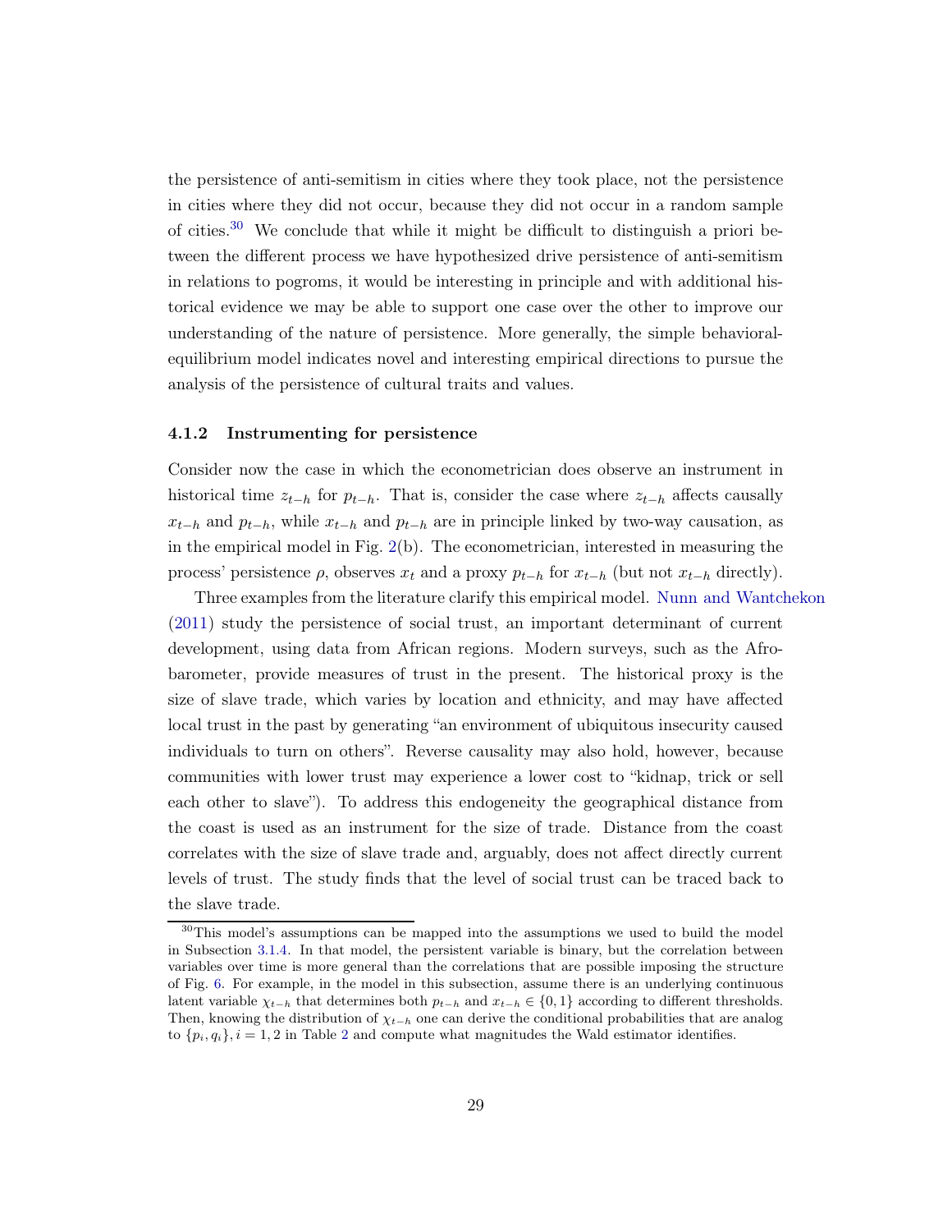the persistence of anti-semitism in cities where they took place, not the persistence in cities where they did not occur, because they did not occur in a random sample of cities.[30] We conclude that while it might be difficult to distinguish a priori between the different process we have hypothesized drive persistence of anti-semitism in relations to pogroms, it would be interesting in principle and with additional historical evidence we may be able to support one case over the other to improve our understanding of the nature of persistence. More generally, the simple behavioral-equilibrium model indicates novel and interesting empirical directions to pursue the analysis of the persistence of cultural traits and values.

### 4.1.2 Instrumenting for persistence

Consider now the case in which the econometrician does observe an instrument in historical time $z_{t-h}$ for $p_{t-h}$. That is, consider the case where $z_{t-h}$ affects causally $x_{t-h}$ and $p_{t-h}$, while $x_{t-h}$ and $p_{t-h}$ are in principle linked by two-way causation, as in the empirical model in Fig. 2(b). The econometrician, interested in measuring the process' persistence $\rho$, observes $x_t$ and a proxy $p_{t-h}$ for $x_{t-h}$ (but not $x_{t-h}$ directly).

Three examples from the literature clarify this empirical model. Nunn and Wantchekon (2011) study the persistence of social trust, an important determinant of current development, using data from African regions. Modern surveys, such as the Afrobarometer, provide measures of trust in the present. The historical proxy is the size of slave trade, which varies by location and ethnicity, and may have affected local trust in the past by generating "an environment of ubiquitous insecurity caused individuals to turn on others". Reverse causality may also hold, however, because communities with lower trust may experience a lower cost to "kidnap, trick or sell each other to slave"). To address this endogeneity the geographical distance from the coast is used as an instrument for the size of trade. Distance from the coast correlates with the size of slave trade and, arguably, does not affect directly current levels of trust. The study finds that the level of social trust can be traced back to the slave trade.

[30] This model's assumptions can be mapped into the assumptions we used to build the model in Subsection 3.1.4. In that model, the persistent variable is binary, but the correlation between variables over time is more general than the correlations that are possible imposing the structure of Fig. 6. For example, in the model in this subsection, assume there is an underlying continuous latent variable $\chi_{t-h}$ that determines both $p_{t-h}$ and $x_{t-h} \in \{0, 1\}$ according to different thresholds. Then, knowing the distribution of $\chi_{t-h}$ one can derive the conditional probabilities that are analog to $\{p_i, q_i\}, i = 1, 2$ in Table 2 and compute what magnitudes the Wald estimator identifies.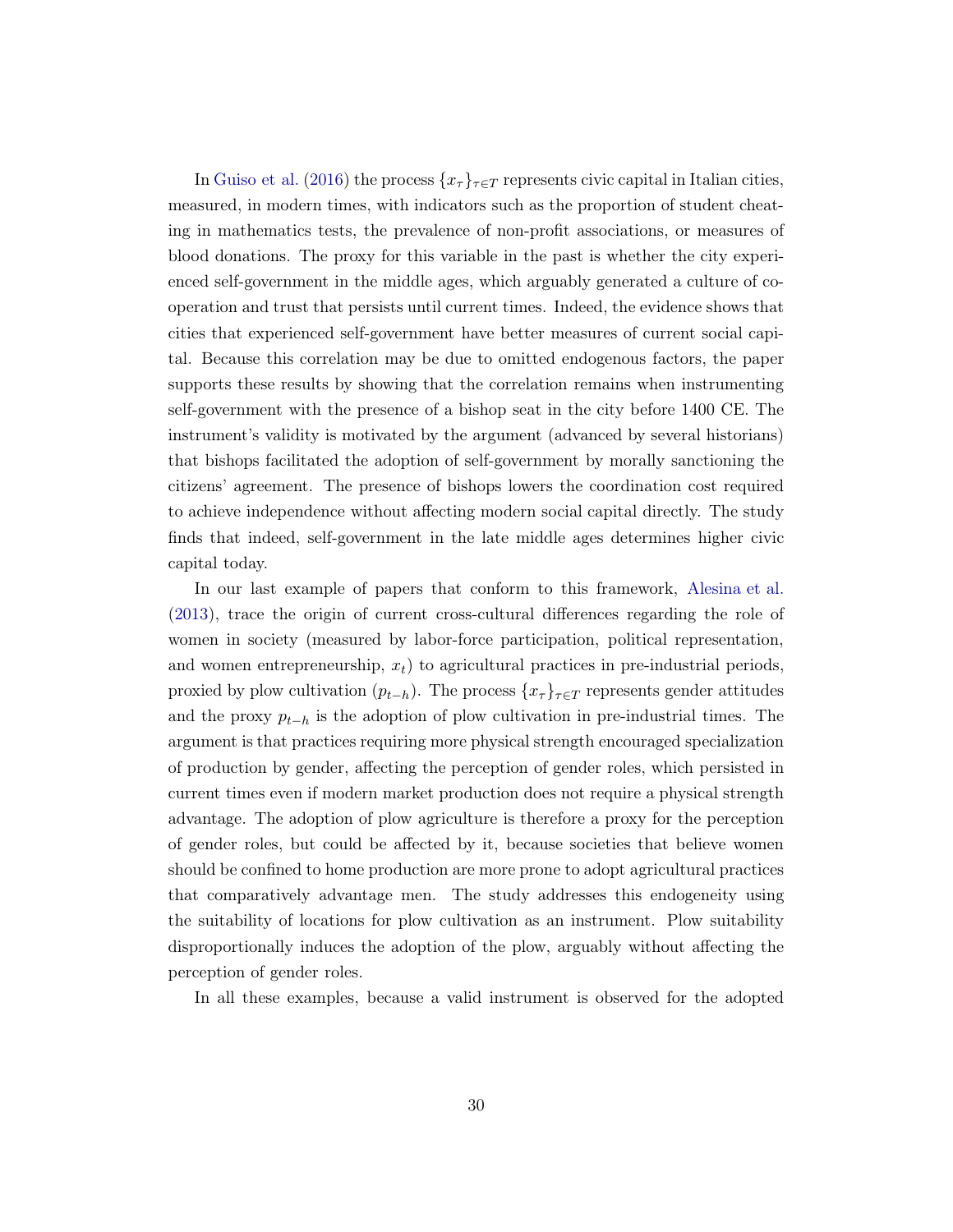In Guiso et al. (2016) the process $\{x_\tau\}_{\tau \in T}$ represents civic capital in Italian cities, measured, in modern times, with indicators such as the proportion of student cheating in mathematics tests, the prevalence of non-profit associations, or measures of blood donations. The proxy for this variable in the past is whether the city experienced self-government in the middle ages, which arguably generated a culture of cooperation and trust that persists until current times. Indeed, the evidence shows that cities that experienced self-government have better measures of current social capital. Because this correlation may be due to omitted endogenous factors, the paper supports these results by showing that the correlation remains when instrumenting self-government with the presence of a bishop seat in the city before 1400 CE. The instrument's validity is motivated by the argument (advanced by several historians) that bishops facilitated the adoption of self-government by morally sanctioning the citizens' agreement. The presence of bishops lowers the coordination cost required to achieve independence without affecting modern social capital directly. The study finds that indeed, self-government in the late middle ages determines higher civic capital today.

In our last example of papers that conform to this framework, Alesina et al. (2013), trace the origin of current cross-cultural differences regarding the role of women in society (measured by labor-force participation, political representation, and women entrepreneurship, $x_t$) to agricultural practices in pre-industrial periods, proxied by plow cultivation ($p_{t-h}$). The process $\{x_\tau\}_{\tau \in T}$ represents gender attitudes and the proxy $p_{t-h}$ is the adoption of plow cultivation in pre-industrial times. The argument is that practices requiring more physical strength encouraged specialization of production by gender, affecting the perception of gender roles, which persisted in current times even if modern market production does not require a physical strength advantage. The adoption of plow agriculture is therefore a proxy for the perception of gender roles, but could be affected by it, because societies that believe women should be confined to home production are more prone to adopt agricultural practices that comparatively advantage men. The study addresses this endogeneity using the suitability of locations for plow cultivation as an instrument. Plow suitability disproportionally induces the adoption of the plow, arguably without affecting the perception of gender roles.

In all these examples, because a valid instrument is observed for the adopted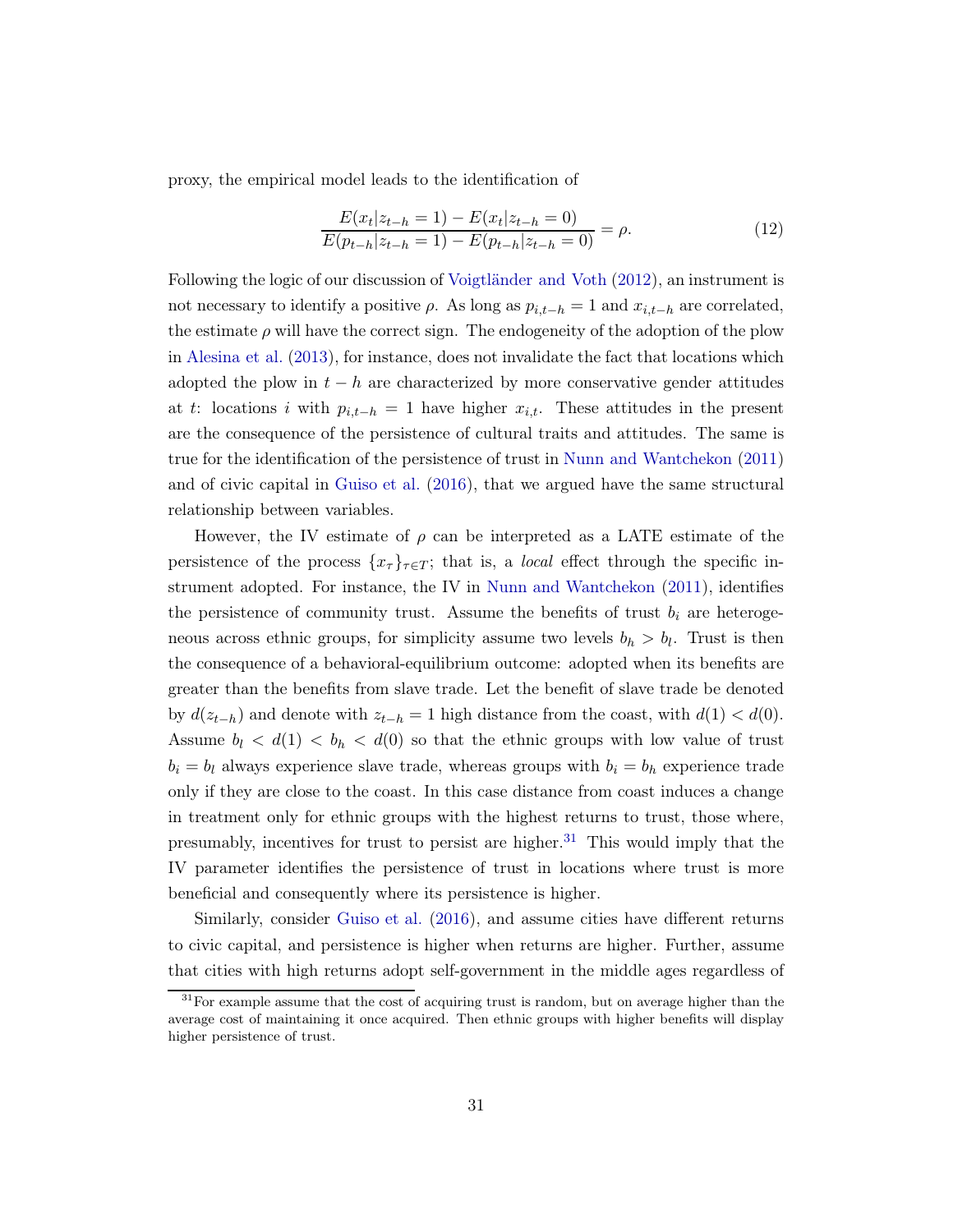proxy, the empirical model leads to the identification of

$$\frac{E(x_t|z_{t-h}=1)-E(x_t|z_{t-h}=0)}{E(p_{t-h}|z_{t-h}=1)-E(p_{t-h}|z_{t-h}=0)}=\rho. \tag{12}$$

Following the logic of our discussion of Voigtländer and Voth (2012), an instrument is not necessary to identify a positive $\rho$. As long as $p_{i,t-h}=1$ and $x_{i,t-h}$ are correlated, the estimate $\rho$ will have the correct sign. The endogeneity of the adoption of the plow in Alesina et al. (2013), for instance, does not invalidate the fact that locations which adopted the plow in $t-h$ are characterized by more conservative gender attitudes at $t$: locations $i$ with $p_{i,t-h}=1$ have higher $x_{i,t}$. These attitudes in the present are the consequence of the persistence of cultural traits and attitudes. The same is true for the identification of the persistence of trust in Nunn and Wantchekon (2011) and of civic capital in Guiso et al. (2016), that we argued have the same structural relationship between variables.

However, the IV estimate of $\rho$ can be interpreted as a LATE estimate of the persistence of the process $\{x_\tau\}_{\tau\in T}$; that is, a *local* effect through the specific instrument adopted. For instance, the IV in Nunn and Wantchekon (2011), identifies the persistence of community trust. Assume the benefits of trust $b_i$ are heterogeneous across ethnic groups, for simplicity assume two levels $b_h > b_l$. Trust is then the consequence of a behavioral-equilibrium outcome: adopted when its benefits are greater than the benefits from slave trade. Let the benefit of slave trade be denoted by $d(z_{t-h})$ and denote with $z_{t-h}=1$ high distance from the coast, with $d(1) < d(0)$. Assume $b_l < d(1) < b_h < d(0)$ so that the ethnic groups with low value of trust $b_i = b_l$ always experience slave trade, whereas groups with $b_i = b_h$ experience trade only if they are close to the coast. In this case distance from coast induces a change in treatment only for ethnic groups with the highest returns to trust, those where, presumably, incentives for trust to persist are higher.[31] This would imply that the IV parameter identifies the persistence of trust in locations where trust is more beneficial and consequently where its persistence is higher.

Similarly, consider Guiso et al. (2016), and assume cities have different returns to civic capital, and persistence is higher when returns are higher. Further, assume that cities with high returns adopt self-government in the middle ages regardless of

[31] For example assume that the cost of acquiring trust is random, but on average higher than the average cost of maintaining it once acquired. Then ethnic groups with higher benefits will display higher persistence of trust.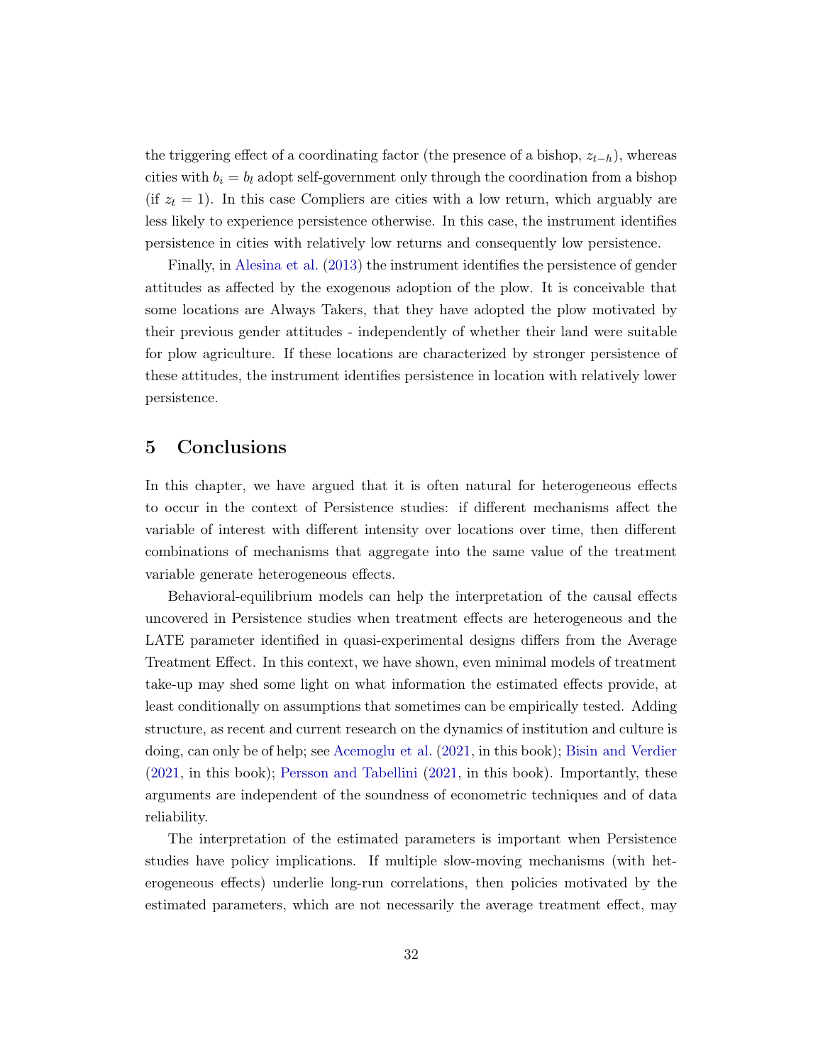the triggering effect of a coordinating factor (the presence of a bishop, $z_{t-h}$), whereas cities with $b_i = b_l$ adopt self-government only through the coordination from a bishop (if $z_t = 1$). In this case Compliers are cities with a low return, which arguably are less likely to experience persistence otherwise. In this case, the instrument identifies persistence in cities with relatively low returns and consequently low persistence.

Finally, in Alesina et al. (2013) the instrument identifies the persistence of gender attitudes as affected by the exogenous adoption of the plow. It is conceivable that some locations are Always Takers, that they have adopted the plow motivated by their previous gender attitudes - independently of whether their land were suitable for plow agriculture. If these locations are characterized by stronger persistence of these attitudes, the instrument identifies persistence in location with relatively lower persistence.

# 5 Conclusions

In this chapter, we have argued that it is often natural for heterogeneous effects to occur in the context of Persistence studies: if different mechanisms affect the variable of interest with different intensity over locations over time, then different combinations of mechanisms that aggregate into the same value of the treatment variable generate heterogeneous effects.

Behavioral-equilibrium models can help the interpretation of the causal effects uncovered in Persistence studies when treatment effects are heterogeneous and the LATE parameter identified in quasi-experimental designs differs from the Average Treatment Effect. In this context, we have shown, even minimal models of treatment take-up may shed some light on what information the estimated effects provide, at least conditionally on assumptions that sometimes can be empirically tested. Adding structure, as recent and current research on the dynamics of institution and culture is doing, can only be of help; see Acemoglu et al. (2021, in this book); Bisin and Verdier (2021, in this book); Persson and Tabellini (2021, in this book). Importantly, these arguments are independent of the soundness of econometric techniques and of data reliability.

The interpretation of the estimated parameters is important when Persistence studies have policy implications. If multiple slow-moving mechanisms (with heterogeneous effects) underlie long-run correlations, then policies motivated by the estimated parameters, which are not necessarily the average treatment effect, may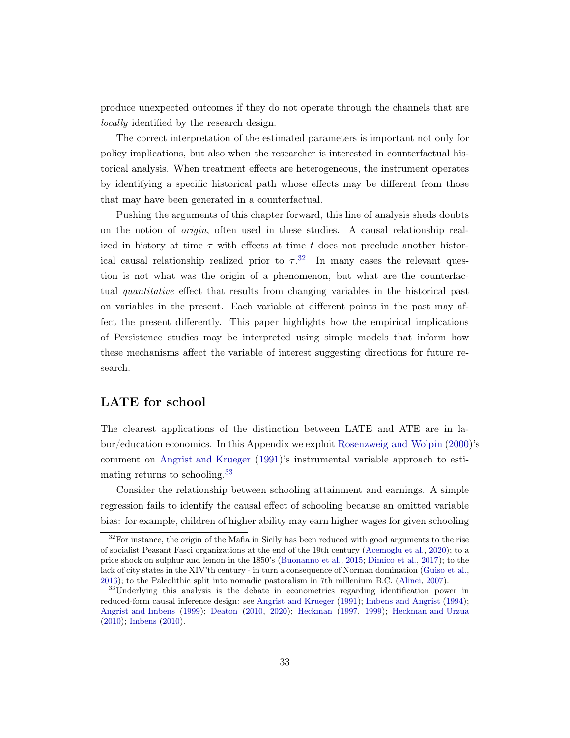produce unexpected outcomes if they do not operate through the channels that are *locally* identified by the research design.

The correct interpretation of the estimated parameters is important not only for policy implications, but also when the researcher is interested in counterfactual historical analysis. When treatment effects are heterogeneous, the instrument operates by identifying a specific historical path whose effects may be different from those that may have been generated in a counterfactual.

Pushing the arguments of this chapter forward, this line of analysis sheds doubts on the notion of *origin*, often used in these studies. A causal relationship realized in history at time $\tau$ with effects at time $t$ does not preclude another historical causal relationship realized prior to $\tau$.[32] In many cases the relevant question is not what was the origin of a phenomenon, but what are the counterfactual *quantitative* effect that results from changing variables in the historical past on variables in the present. Each variable at different points in the past may affect the present differently. This paper highlights how the empirical implications of Persistence studies may be interpreted using simple models that inform how these mechanisms affect the variable of interest suggesting directions for future research.

## LATE for school

The clearest applications of the distinction between LATE and ATE are in labor/education economics. In this Appendix we exploit Rosenzweig and Wolpin (2000)'s comment on Angrist and Krueger (1991)'s instrumental variable approach to estimating returns to schooling.[33]

Consider the relationship between schooling attainment and earnings. A simple regression fails to identify the causal effect of schooling because an omitted variable bias: for example, children of higher ability may earn higher wages for given schooling

---

[32] For instance, the origin of the Mafia in Sicily has been reduced with good arguments to the rise of socialist Peasant Fasci organizations at the end of the 19th century (Acemoglu et al., 2020); to a price shock on sulphur and lemon in the 1850's (Buonanno et al., 2015; Dimico et al., 2017); to the lack of city states in the XIV'th century - in turn a consequence of Norman domination (Guiso et al., 2016); to the Paleolithic split into nomadic pastoralism in 7th millenium B.C. (Alinei, 2007).

[33] Underlying this analysis is the debate in econometrics regarding identification power in reduced-form causal inference design: see Angrist and Krueger (1991); Imbens and Angrist (1994); Angrist and Imbens (1999); Deaton (2010, 2020); Heckman (1997, 1999); Heckman and Urzua (2010); Imbens (2010).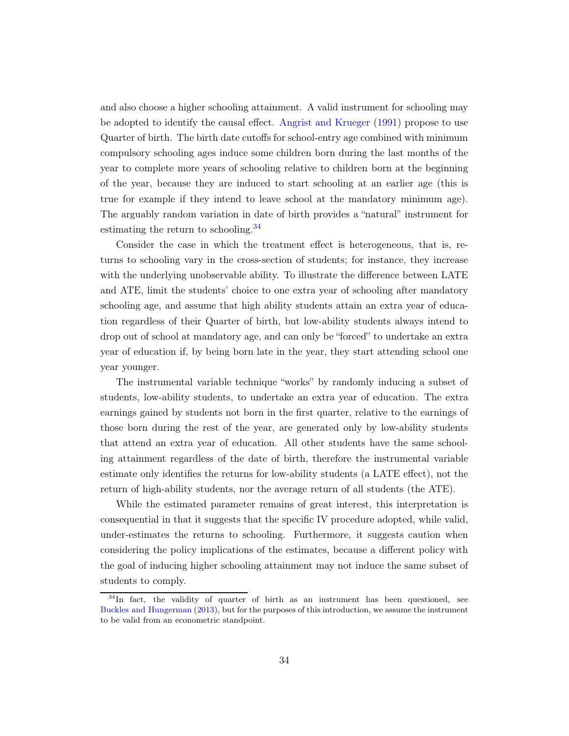and also choose a higher schooling attainment. A valid instrument for schooling may be adopted to identify the causal effect. Angrist and Krueger (1991) propose to use Quarter of birth. The birth date cutoffs for school-entry age combined with minimum compulsory schooling ages induce some children born during the last months of the year to complete more years of schooling relative to children born at the beginning of the year, because they are induced to start schooling at an earlier age (this is true for example if they intend to leave school at the mandatory minimum age). The arguably random variation in date of birth provides a "natural" instrument for estimating the return to schooling.[34]

Consider the case in which the treatment effect is heterogeneous, that is, returns to schooling vary in the cross-section of students; for instance, they increase with the underlying unobservable ability. To illustrate the difference between LATE and ATE, limit the students' choice to one extra year of schooling after mandatory schooling age, and assume that high ability students attain an extra year of education regardless of their Quarter of birth, but low-ability students always intend to drop out of school at mandatory age, and can only be "forced" to undertake an extra year of education if, by being born late in the year, they start attending school one year younger.

The instrumental variable technique "works" by randomly inducing a subset of students, low-ability students, to undertake an extra year of education. The extra earnings gained by students not born in the first quarter, relative to the earnings of those born during the rest of the year, are generated only by low-ability students that attend an extra year of education. All other students have the same schooling attainment regardless of the date of birth, therefore the instrumental variable estimate only identifies the returns for low-ability students (a LATE effect), not the return of high-ability students, nor the average return of all students (the ATE).

While the estimated parameter remains of great interest, this interpretation is consequential in that it suggests that the specific IV procedure adopted, while valid, under-estimates the returns to schooling. Furthermore, it suggests caution when considering the policy implications of the estimates, because a different policy with the goal of inducing higher schooling attainment may not induce the same subset of students to comply.

[34] In fact, the validity of quarter of birth as an instrument has been questioned, see Buckles and Hungerman (2013), but for the purposes of this introduction, we assume the instrument to be valid from an econometric standpoint.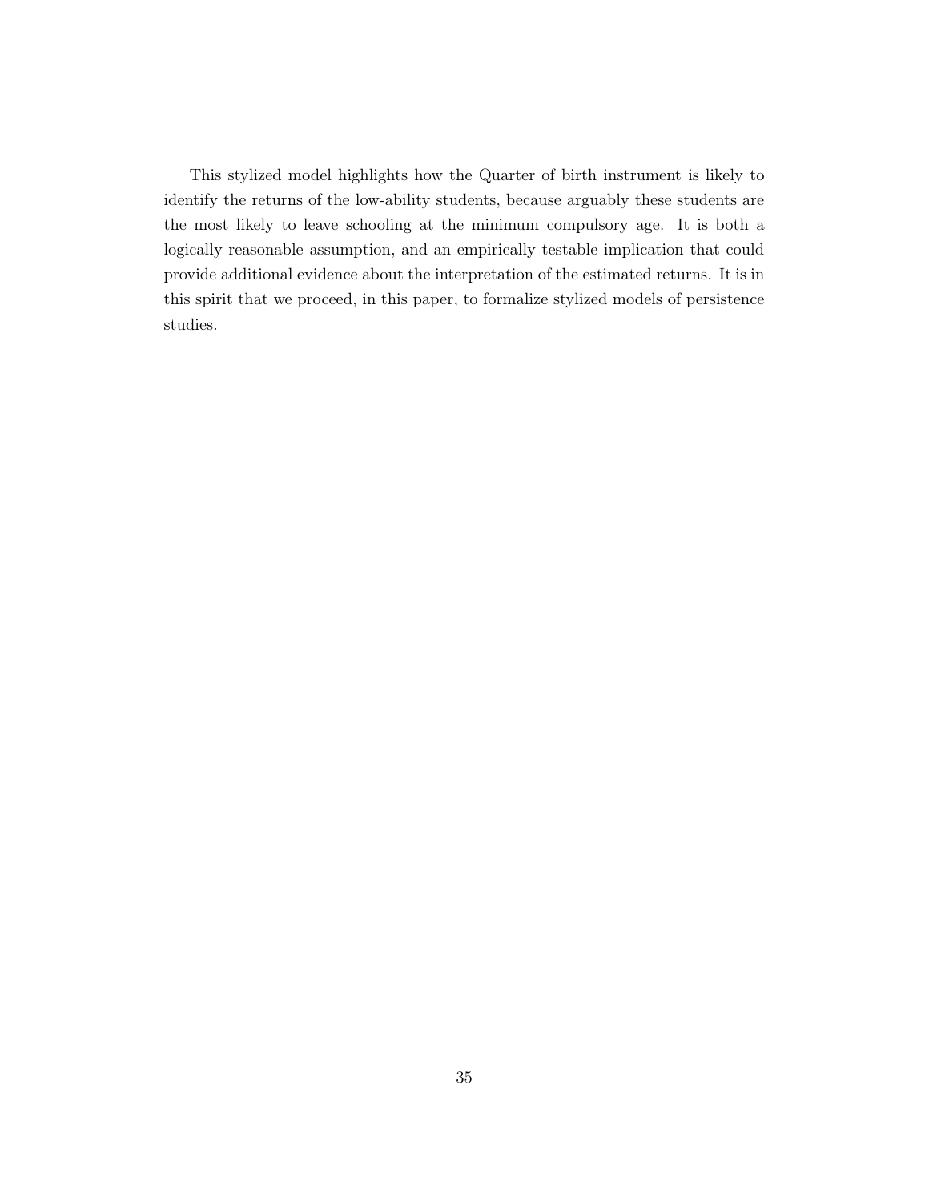This stylized model highlights how the Quarter of birth instrument is likely to identify the returns of the low-ability students, because arguably these students are the most likely to leave schooling at the minimum compulsory age. It is both a logically reasonable assumption, and an empirically testable implication that could provide additional evidence about the interpretation of the estimated returns. It is in this spirit that we proceed, in this paper, to formalize stylized models of persistence studies.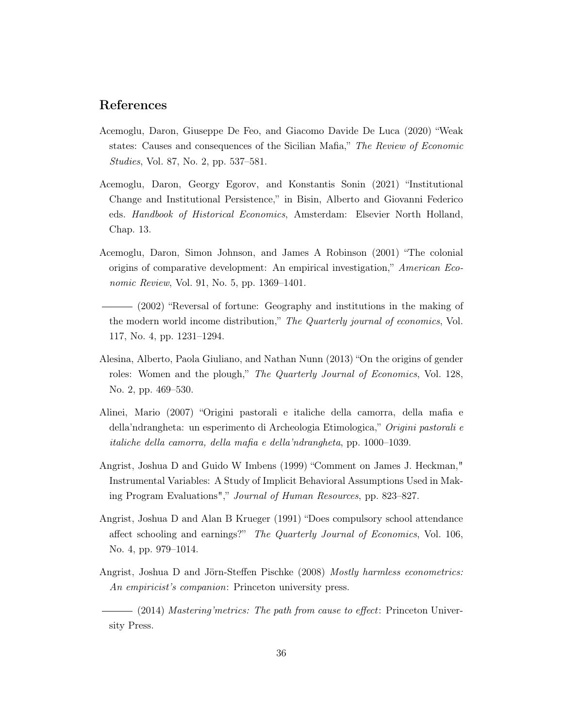## References

Acemoglu, Daron, Giuseppe De Feo, and Giacomo Davide De Luca (2020) "Weak states: Causes and consequences of the Sicilian Mafia," *The Review of Economic Studies*, Vol. 87, No. 2, pp. 537–581.

Acemoglu, Daron, Georgy Egorov, and Konstantis Sonin (2021) "Institutional Change and Institutional Persistence," in Bisin, Alberto and Giovanni Federico eds. *Handbook of Historical Economics*, Amsterdam: Elsevier North Holland, Chap. 13.

Acemoglu, Daron, Simon Johnson, and James A Robinson (2001) "The colonial origins of comparative development: An empirical investigation," *American Economic Review*, Vol. 91, No. 5, pp. 1369–1401.

——— (2002) "Reversal of fortune: Geography and institutions in the making of the modern world income distribution," *The Quarterly journal of economics*, Vol. 117, No. 4, pp. 1231–1294.

Alesina, Alberto, Paola Giuliano, and Nathan Nunn (2013) "On the origins of gender roles: Women and the plough," *The Quarterly Journal of Economics*, Vol. 128, No. 2, pp. 469–530.

Alinei, Mario (2007) "Origini pastorali e italiche della camorra, della mafia e della'ndrangheta: un esperimento di Archeologia Etimologica," *Origini pastorali e italiche della camorra, della mafia e della'ndrangheta*, pp. 1000–1039.

Angrist, Joshua D and Guido W Imbens (1999) "Comment on James J. Heckman," Instrumental Variables: A Study of Implicit Behavioral Assumptions Used in Making Program Evaluations"," *Journal of Human Resources*, pp. 823–827.

Angrist, Joshua D and Alan B Krueger (1991) "Does compulsory school attendance affect schooling and earnings?" *The Quarterly Journal of Economics*, Vol. 106, No. 4, pp. 979–1014.

Angrist, Joshua D and Jörn-Steffen Pischke (2008) *Mostly harmless econometrics: An empiricist's companion*: Princeton university press.

——— (2014) *Mastering'metrics: The path from cause to effect*: Princeton University Press.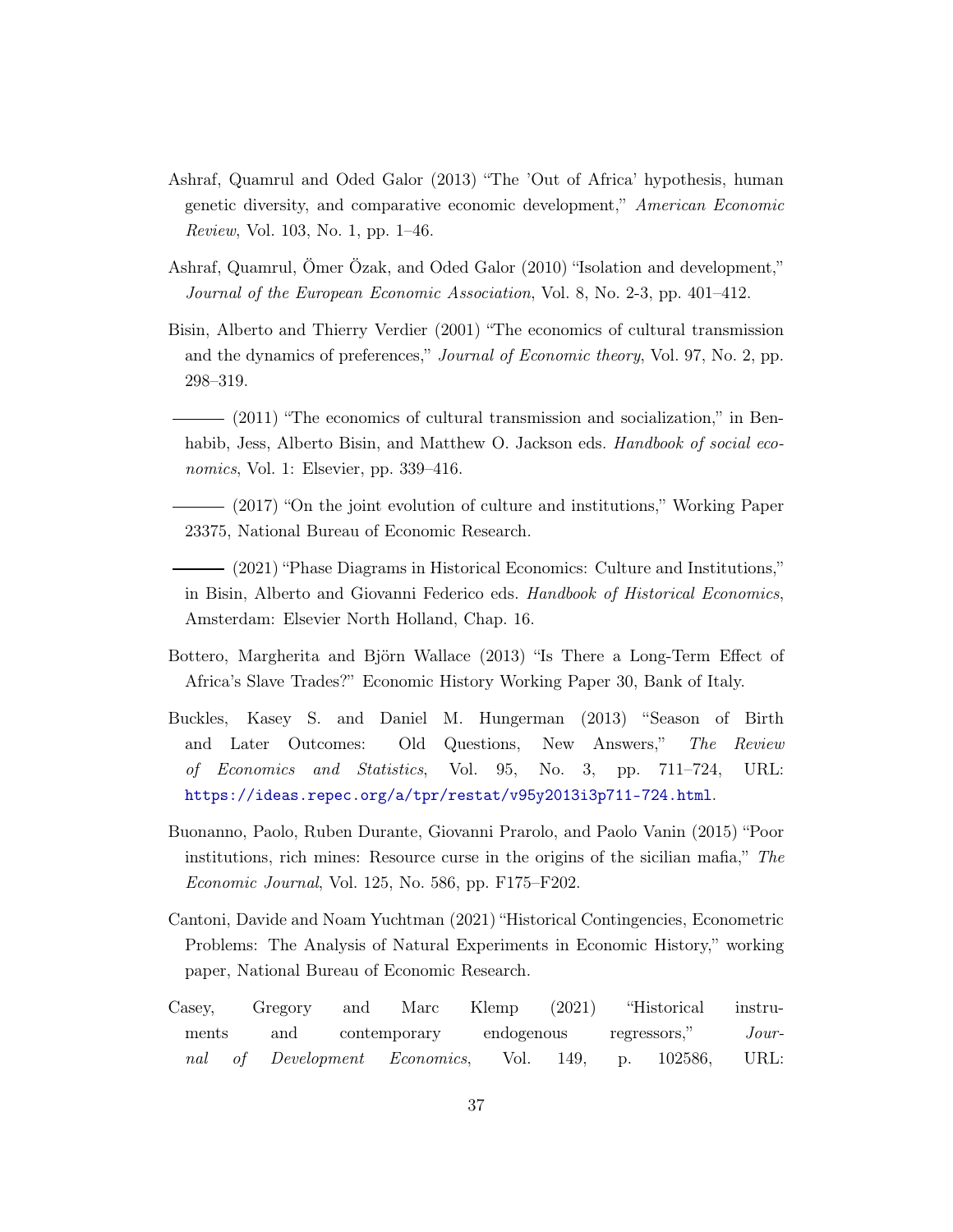Ashraf, Quamrul and Oded Galor (2013) "The 'Out of Africa' hypothesis, human genetic diversity, and comparative economic development," *American Economic Review*, Vol. 103, No. 1, pp. 1–46.

Ashraf, Quamrul, Ömer Özak, and Oded Galor (2010) "Isolation and development," *Journal of the European Economic Association*, Vol. 8, No. 2-3, pp. 401–412.

Bisin, Alberto and Thierry Verdier (2001) "The economics of cultural transmission and the dynamics of preferences," *Journal of Economic theory*, Vol. 97, No. 2, pp. 298–319.

——— (2011) "The economics of cultural transmission and socialization," in Benhabib, Jess, Alberto Bisin, and Matthew O. Jackson eds. *Handbook of social economics*, Vol. 1: Elsevier, pp. 339–416.

——— (2017) "On the joint evolution of culture and institutions," Working Paper 23375, National Bureau of Economic Research.

——— (2021) "Phase Diagrams in Historical Economics: Culture and Institutions," in Bisin, Alberto and Giovanni Federico eds. *Handbook of Historical Economics*, Amsterdam: Elsevier North Holland, Chap. 16.

Bottero, Margherita and Björn Wallace (2013) "Is There a Long-Term Effect of Africa's Slave Trades?" Economic History Working Paper 30, Bank of Italy.

Buckles, Kasey S. and Daniel M. Hungerman (2013) "Season of Birth and Later Outcomes: Old Questions, New Answers," *The Review of Economics and Statistics*, Vol. 95, No. 3, pp. 711–724, URL: https://ideas.repec.org/a/tpr/restat/v95y2013i3p711-724.html.

Buonanno, Paolo, Ruben Durante, Giovanni Prarolo, and Paolo Vanin (2015) "Poor institutions, rich mines: Resource curse in the origins of the sicilian mafia," *The Economic Journal*, Vol. 125, No. 586, pp. F175–F202.

Cantoni, Davide and Noam Yuchtman (2021) "Historical Contingencies, Econometric Problems: The Analysis of Natural Experiments in Economic History," working paper, National Bureau of Economic Research.

Casey, Gregory and Marc Klemp (2021) "Historical instruments and contemporary endogenous regressors," *Journal of Development Economics*, Vol. 149, p. 102586, URL: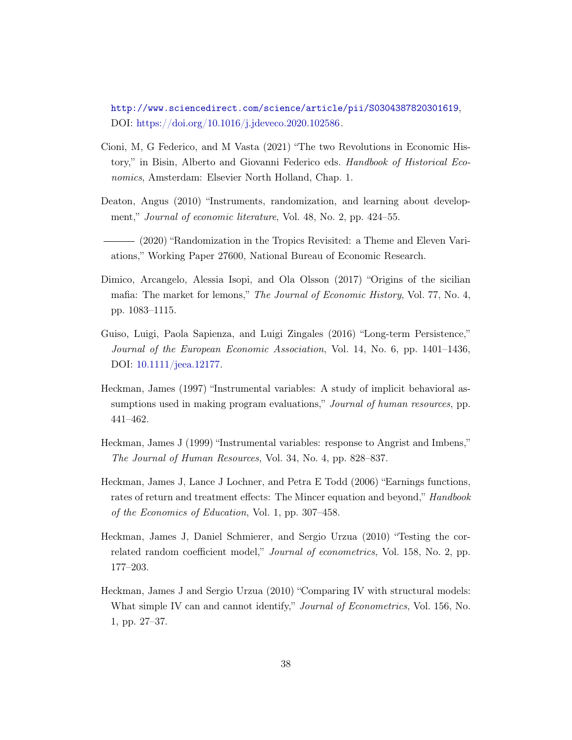http://www.sciencedirect.com/science/article/pii/S0304387820301619, DOI: https://doi.org/10.1016/j.jdeveco.2020.102586.

Cioni, M, G Federico, and M Vasta (2021) "The two Revolutions in Economic History," in Bisin, Alberto and Giovanni Federico eds. *Handbook of Historical Economics*, Amsterdam: Elsevier North Holland, Chap. 1.

Deaton, Angus (2010) "Instruments, randomization, and learning about development," *Journal of economic literature*, Vol. 48, No. 2, pp. 424–55.

——— (2020) "Randomization in the Tropics Revisited: a Theme and Eleven Variations," Working Paper 27600, National Bureau of Economic Research.

Dimico, Arcangelo, Alessia Isopi, and Ola Olsson (2017) "Origins of the sicilian mafia: The market for lemons," *The Journal of Economic History*, Vol. 77, No. 4, pp. 1083–1115.

Guiso, Luigi, Paola Sapienza, and Luigi Zingales (2016) "Long-term Persistence," *Journal of the European Economic Association*, Vol. 14, No. 6, pp. 1401–1436, DOI: 10.1111/jeea.12177.

Heckman, James (1997) "Instrumental variables: A study of implicit behavioral assumptions used in making program evaluations," *Journal of human resources*, pp. 441–462.

Heckman, James J (1999) "Instrumental variables: response to Angrist and Imbens," *The Journal of Human Resources*, Vol. 34, No. 4, pp. 828–837.

Heckman, James J, Lance J Lochner, and Petra E Todd (2006) "Earnings functions, rates of return and treatment effects: The Mincer equation and beyond," *Handbook of the Economics of Education*, Vol. 1, pp. 307–458.

Heckman, James J, Daniel Schmierer, and Sergio Urzua (2010) "Testing the correlated random coefficient model," *Journal of econometrics*, Vol. 158, No. 2, pp. 177–203.

Heckman, James J and Sergio Urzua (2010) "Comparing IV with structural models: What simple IV can and cannot identify," *Journal of Econometrics*, Vol. 156, No. 1, pp. 27–37.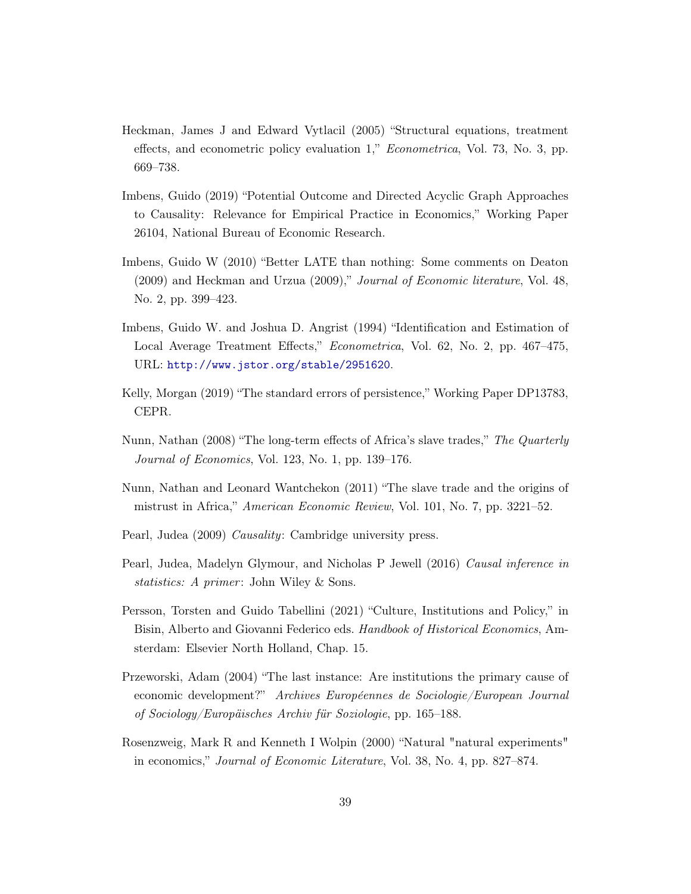Heckman, James J and Edward Vytlacil (2005) "Structural equations, treatment effects, and econometric policy evaluation 1," *Econometrica*, Vol. 73, No. 3, pp. 669–738.

Imbens, Guido (2019) "Potential Outcome and Directed Acyclic Graph Approaches to Causality: Relevance for Empirical Practice in Economics," Working Paper 26104, National Bureau of Economic Research.

Imbens, Guido W (2010) "Better LATE than nothing: Some comments on Deaton (2009) and Heckman and Urzua (2009)," *Journal of Economic literature*, Vol. 48, No. 2, pp. 399–423.

Imbens, Guido W. and Joshua D. Angrist (1994) "Identification and Estimation of Local Average Treatment Effects," *Econometrica*, Vol. 62, No. 2, pp. 467–475, URL: http://www.jstor.org/stable/2951620.

Kelly, Morgan (2019) "The standard errors of persistence," Working Paper DP13783, CEPR.

Nunn, Nathan (2008) "The long-term effects of Africa's slave trades," *The Quarterly Journal of Economics*, Vol. 123, No. 1, pp. 139–176.

Nunn, Nathan and Leonard Wantchekon (2011) "The slave trade and the origins of mistrust in Africa," *American Economic Review*, Vol. 101, No. 7, pp. 3221–52.

Pearl, Judea (2009) *Causality*: Cambridge university press.

Pearl, Judea, Madelyn Glymour, and Nicholas P Jewell (2016) *Causal inference in statistics: A primer*: John Wiley & Sons.

Persson, Torsten and Guido Tabellini (2021) "Culture, Institutions and Policy," in Bisin, Alberto and Giovanni Federico eds. *Handbook of Historical Economics*, Amsterdam: Elsevier North Holland, Chap. 15.

Przeworski, Adam (2004) "The last instance: Are institutions the primary cause of economic development?" *Archives Européennes de Sociologie/European Journal of Sociology/Europäisches Archiv für Soziologie*, pp. 165–188.

Rosenzweig, Mark R and Kenneth I Wolpin (2000) "Natural "natural experiments" in economics," *Journal of Economic Literature*, Vol. 38, No. 4, pp. 827–874.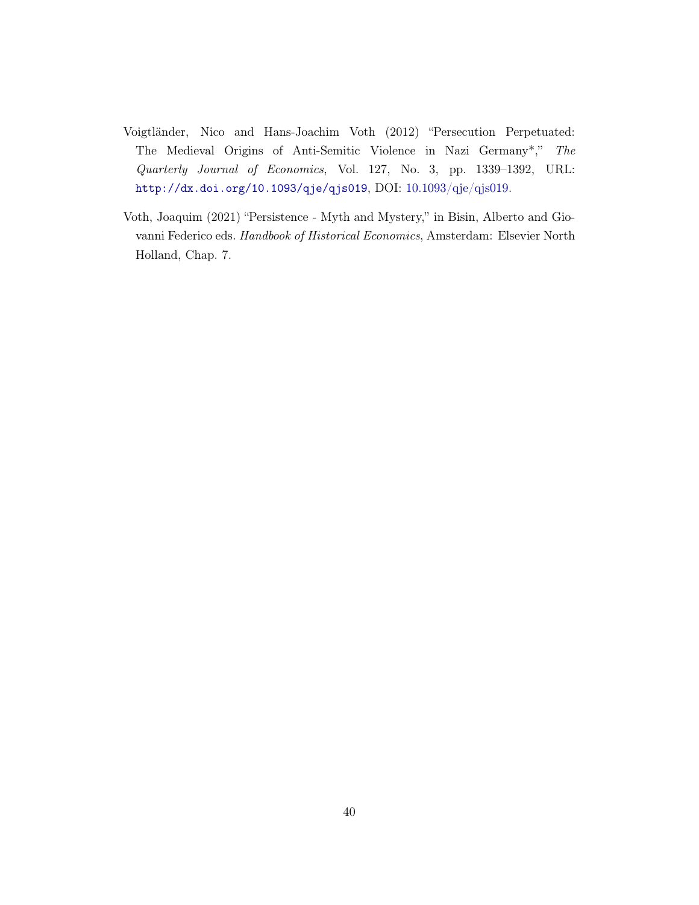Voigtländer, Nico and Hans-Joachim Voth (2012) "Persecution Perpetuated: The Medieval Origins of Anti-Semitic Violence in Nazi Germany*," *The Quarterly Journal of Economics*, Vol. 127, No. 3, pp. 1339–1392, URL: http://dx.doi.org/10.1093/qje/qjs019, DOI: 10.1093/qje/qjs019.

Voth, Joaquim (2021) "Persistence - Myth and Mystery," in Bisin, Alberto and Giovanni Federico eds. *Handbook of Historical Economics*, Amsterdam: Elsevier North Holland, Chap. 7.